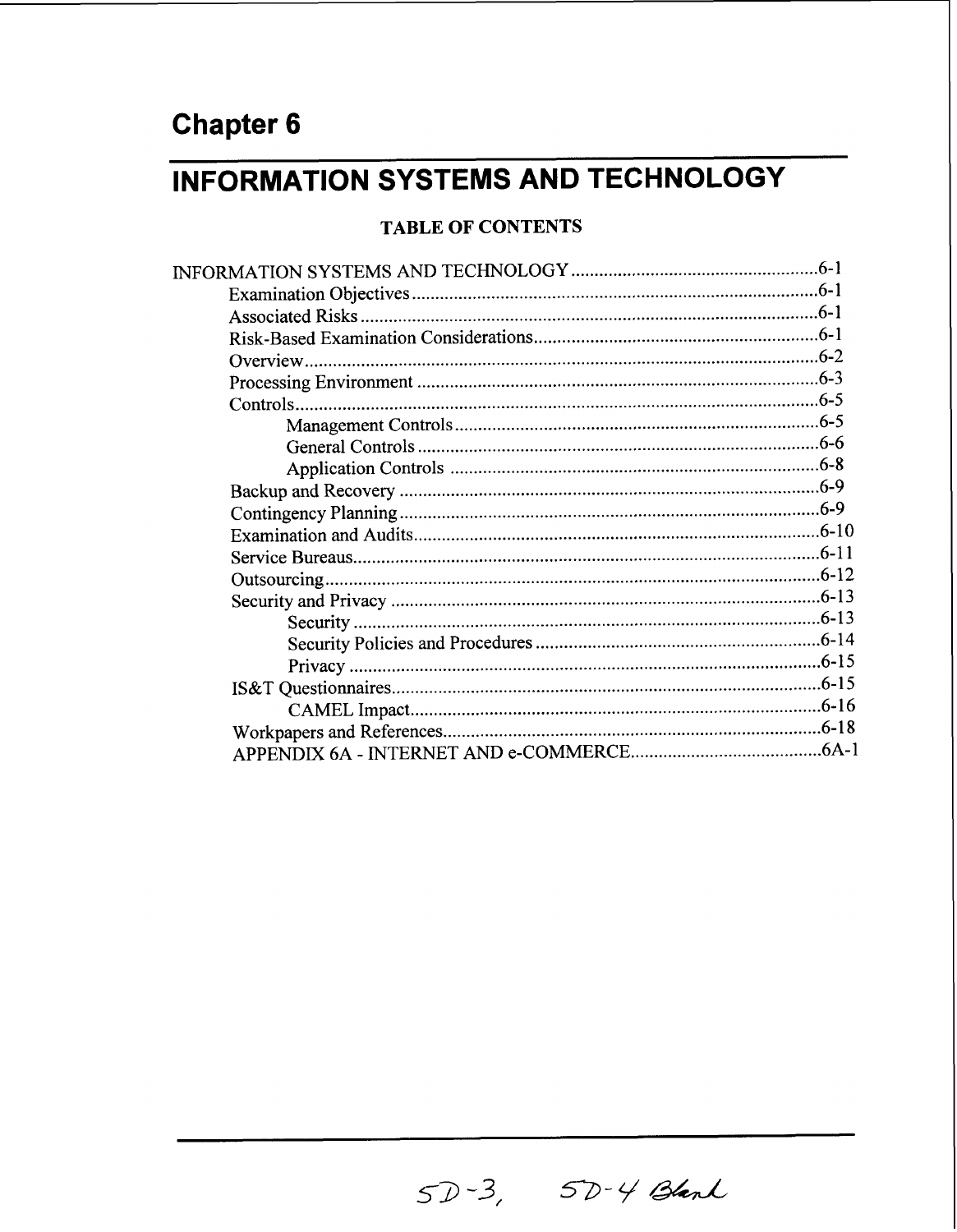# Chapter 6

# INFORMATION SYSTEMS AND TECHNOLOGY

**TABLE OF CONTENTS**

INFORMATION SYSTEMS AND TECHNOLOGY ........ 6-1
- Examination Objectives ........ 6-1
- Associated Risks ........ 6-1
- Risk-Based Examination Considerations ........ 6-1
- Overview ........ 6-2
- Processing Environment ........ 6-3
- Controls ........ 6-5
  - Management Controls ........ 6-5
  - General Controls ........ 6-6
  - Application Controls ........ 6-8
- Backup and Recovery ........ 6-9
- Contingency Planning ........ 6-9
- Examination and Audits ........ 6-10
- Service Bureaus ........ 6-11
- Outsourcing ........ 6-12
- Security and Privacy ........ 6-13
  - Security ........ 6-13
  - Security Policies and Procedures ........ 6-14
  - Privacy ........ 6-15
- IS&T Questionnaires ........ 6-15
  - CAMEL Impact ........ 6-16
- Workpapers and References ........ 6-18
- APPENDIX 6A - INTERNET AND e-COMMERCE ........ 6A-1

5D-3, 5D-4 Blank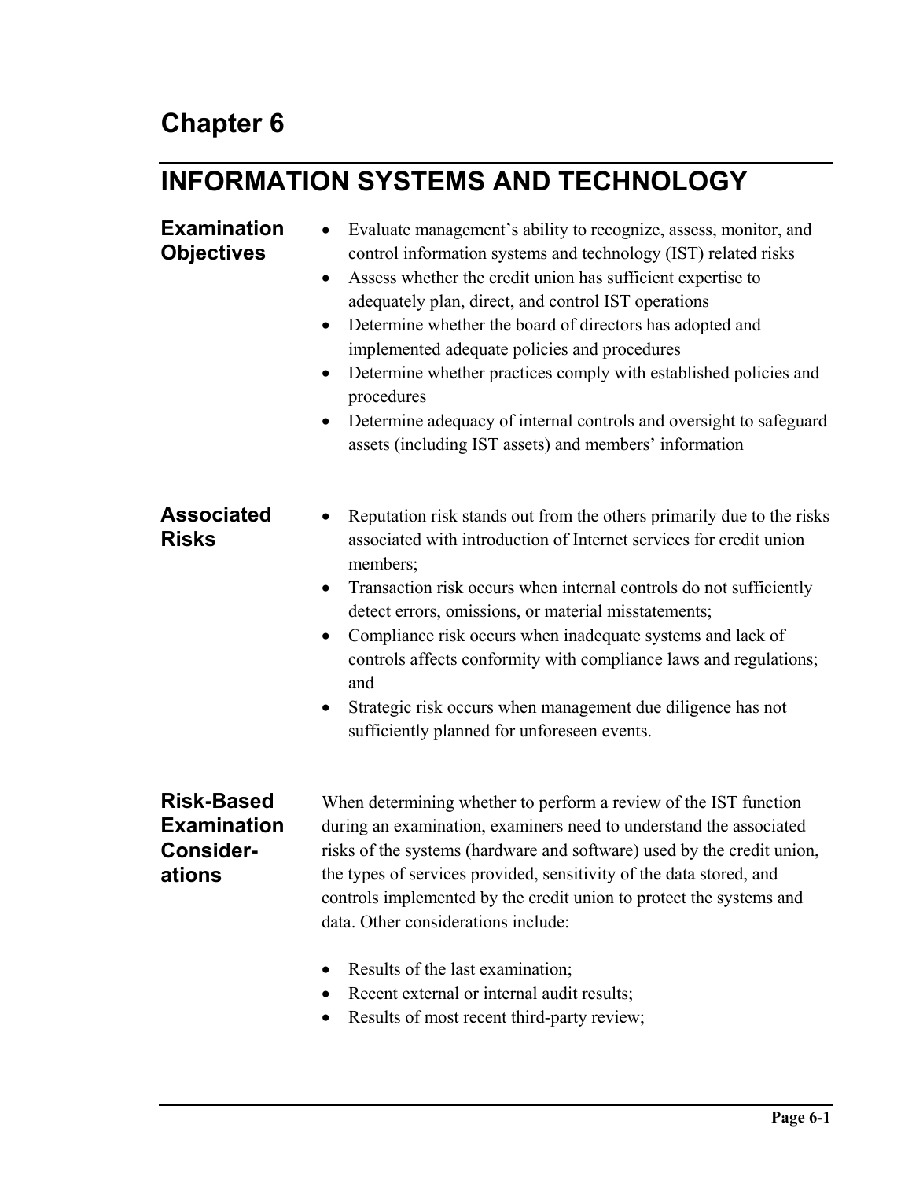# Chapter 6

# INFORMATION SYSTEMS AND TECHNOLOGY

## Examination Objectives

- Evaluate management's ability to recognize, assess, monitor, and control information systems and technology (IST) related risks
- Assess whether the credit union has sufficient expertise to adequately plan, direct, and control IST operations
- Determine whether the board of directors has adopted and implemented adequate policies and procedures
- Determine whether practices comply with established policies and procedures
- Determine adequacy of internal controls and oversight to safeguard assets (including IST assets) and members' information

## Associated Risks

- Reputation risk stands out from the others primarily due to the risks associated with introduction of Internet services for credit union members;
- Transaction risk occurs when internal controls do not sufficiently detect errors, omissions, or material misstatements;
- Compliance risk occurs when inadequate systems and lack of controls affects conformity with compliance laws and regulations; and
- Strategic risk occurs when management due diligence has not sufficiently planned for unforeseen events.

## Risk-Based Examination Considerations

When determining whether to perform a review of the IST function during an examination, examiners need to understand the associated risks of the systems (hardware and software) used by the credit union, the types of services provided, sensitivity of the data stored, and controls implemented by the credit union to protect the systems and data. Other considerations include:

- Results of the last examination;
- Recent external or internal audit results;
- Results of most recent third-party review;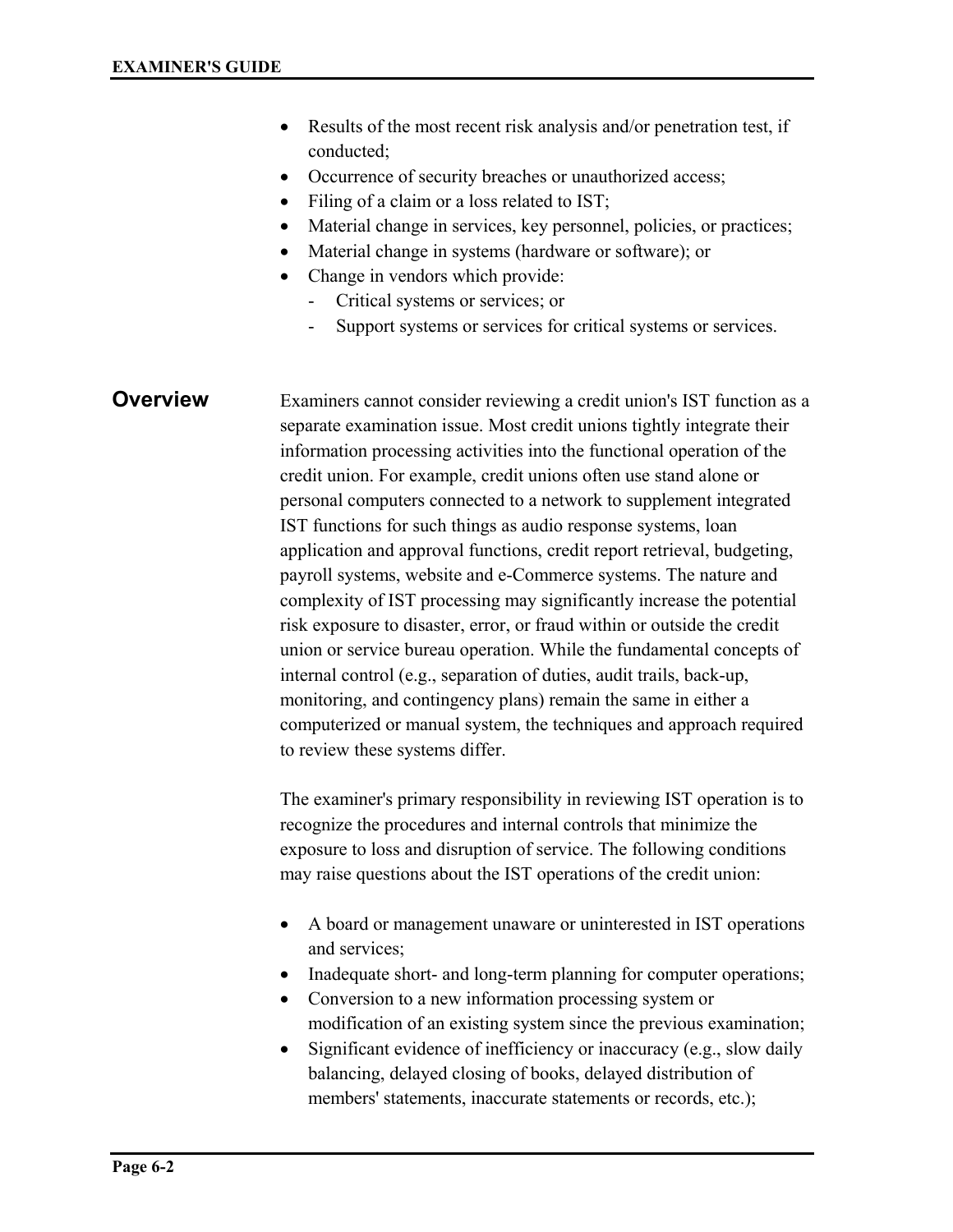- Results of the most recent risk analysis and/or penetration test, if conducted;
- Occurrence of security breaches or unauthorized access;
- Filing of a claim or a loss related to IST;
- Material change in services, key personnel, policies, or practices;
- Material change in systems (hardware or software); or
- Change in vendors which provide:
  - Critical systems or services; or
  - Support systems or services for critical systems or services.

## Overview

Examiners cannot consider reviewing a credit union's IST function as a separate examination issue. Most credit unions tightly integrate their information processing activities into the functional operation of the credit union. For example, credit unions often use stand alone or personal computers connected to a network to supplement integrated IST functions for such things as audio response systems, loan application and approval functions, credit report retrieval, budgeting, payroll systems, website and e-Commerce systems. The nature and complexity of IST processing may significantly increase the potential risk exposure to disaster, error, or fraud within or outside the credit union or service bureau operation. While the fundamental concepts of internal control (e.g., separation of duties, audit trails, back-up, monitoring, and contingency plans) remain the same in either a computerized or manual system, the techniques and approach required to review these systems differ.

The examiner's primary responsibility in reviewing IST operation is to recognize the procedures and internal controls that minimize the exposure to loss and disruption of service. The following conditions may raise questions about the IST operations of the credit union:

- A board or management unaware or uninterested in IST operations and services;
- Inadequate short- and long-term planning for computer operations;
- Conversion to a new information processing system or modification of an existing system since the previous examination;
- Significant evidence of inefficiency or inaccuracy (e.g., slow daily balancing, delayed closing of books, delayed distribution of members' statements, inaccurate statements or records, etc.);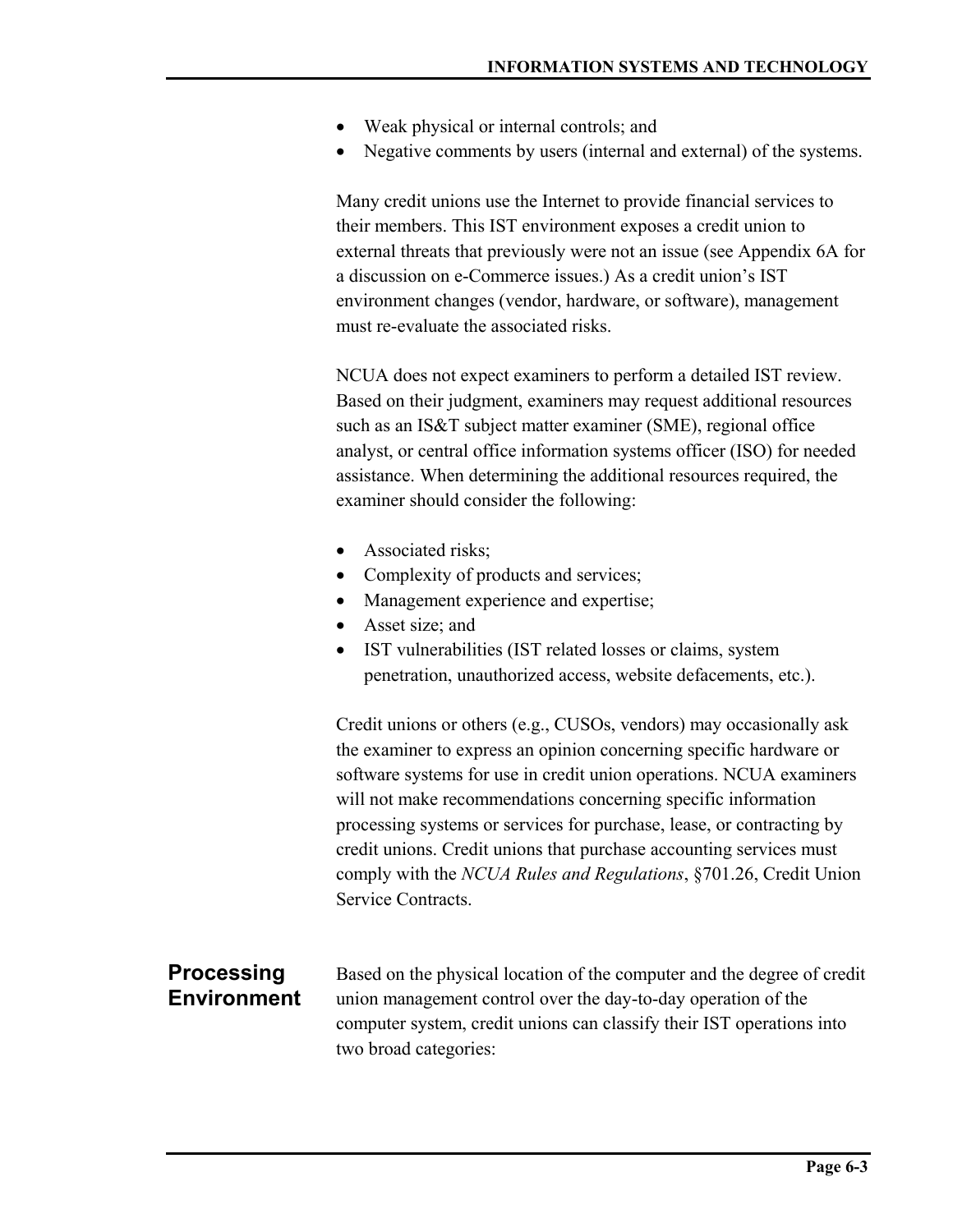- Weak physical or internal controls; and
- Negative comments by users (internal and external) of the systems.

Many credit unions use the Internet to provide financial services to their members. This IST environment exposes a credit union to external threats that previously were not an issue (see Appendix 6A for a discussion on e-Commerce issues.) As a credit union's IST environment changes (vendor, hardware, or software), management must re-evaluate the associated risks.

NCUA does not expect examiners to perform a detailed IST review. Based on their judgment, examiners may request additional resources such as an IS&T subject matter examiner (SME), regional office analyst, or central office information systems officer (ISO) for needed assistance. When determining the additional resources required, the examiner should consider the following:

- Associated risks;
- Complexity of products and services;
- Management experience and expertise;
- Asset size; and
- IST vulnerabilities (IST related losses or claims, system penetration, unauthorized access, website defacements, etc.).

Credit unions or others (e.g., CUSOs, vendors) may occasionally ask the examiner to express an opinion concerning specific hardware or software systems for use in credit union operations. NCUA examiners will not make recommendations concerning specific information processing systems or services for purchase, lease, or contracting by credit unions. Credit unions that purchase accounting services must comply with the *NCUA Rules and Regulations*, §701.26, Credit Union Service Contracts.

## Processing Environment

Based on the physical location of the computer and the degree of credit union management control over the day-to-day operation of the computer system, credit unions can classify their IST operations into two broad categories: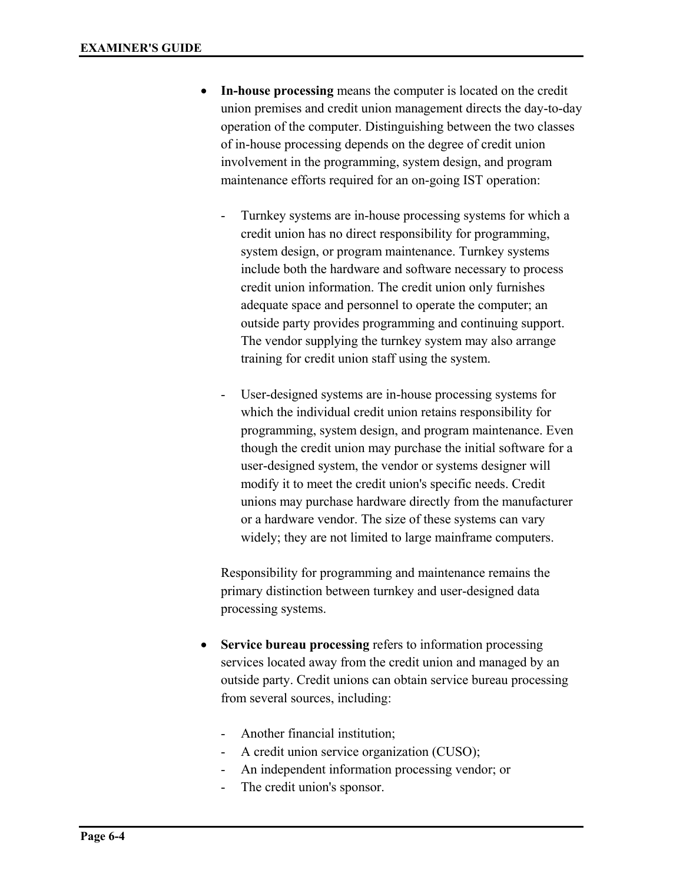- **In-house processing** means the computer is located on the credit union premises and credit union management directs the day-to-day operation of the computer. Distinguishing between the two classes of in-house processing depends on the degree of credit union involvement in the programming, system design, and program maintenance efforts required for an on-going IST operation:

  - Turnkey systems are in-house processing systems for which a credit union has no direct responsibility for programming, system design, or program maintenance. Turnkey systems include both the hardware and software necessary to process credit union information. The credit union only furnishes adequate space and personnel to operate the computer; an outside party provides programming and continuing support. The vendor supplying the turnkey system may also arrange training for credit union staff using the system.

  - User-designed systems are in-house processing systems for which the individual credit union retains responsibility for programming, system design, and program maintenance. Even though the credit union may purchase the initial software for a user-designed system, the vendor or systems designer will modify it to meet the credit union's specific needs. Credit unions may purchase hardware directly from the manufacturer or a hardware vendor. The size of these systems can vary widely; they are not limited to large mainframe computers.

  Responsibility for programming and maintenance remains the primary distinction between turnkey and user-designed data processing systems.

- **Service bureau processing** refers to information processing services located away from the credit union and managed by an outside party. Credit unions can obtain service bureau processing from several sources, including:

  - Another financial institution;
  - A credit union service organization (CUSO);
  - An independent information processing vendor; or
  - The credit union's sponsor.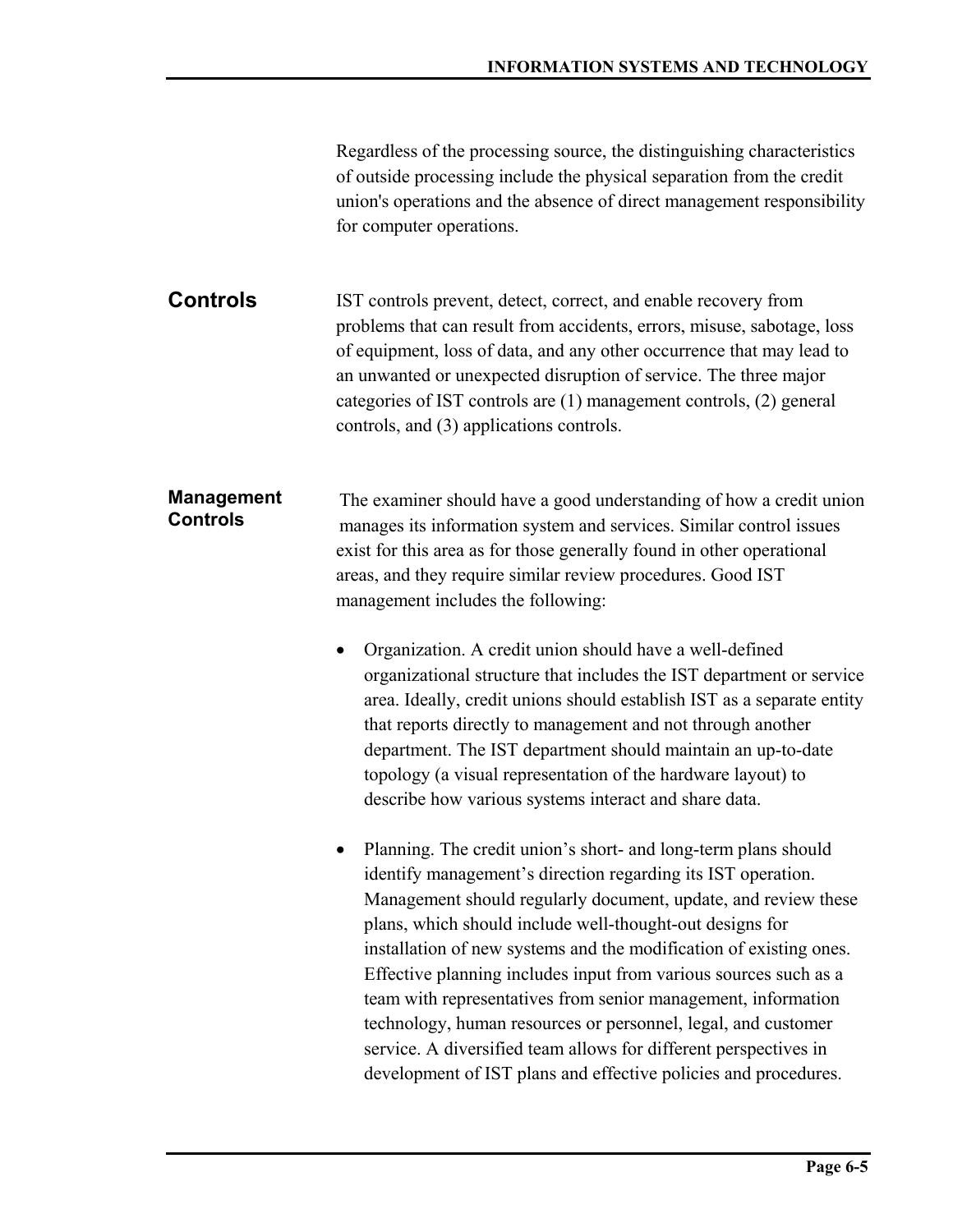Regardless of the processing source, the distinguishing characteristics of outside processing include the physical separation from the credit union's operations and the absence of direct management responsibility for computer operations.

## Controls

IST controls prevent, detect, correct, and enable recovery from problems that can result from accidents, errors, misuse, sabotage, loss of equipment, loss of data, and any other occurrence that may lead to an unwanted or unexpected disruption of service. The three major categories of IST controls are (1) management controls, (2) general controls, and (3) applications controls.

### Management Controls

The examiner should have a good understanding of how a credit union manages its information system and services. Similar control issues exist for this area as for those generally found in other operational areas, and they require similar review procedures. Good IST management includes the following:

- Organization. A credit union should have a well-defined organizational structure that includes the IST department or service area. Ideally, credit unions should establish IST as a separate entity that reports directly to management and not through another department. The IST department should maintain an up-to-date topology (a visual representation of the hardware layout) to describe how various systems interact and share data.

- Planning. The credit union's short- and long-term plans should identify management's direction regarding its IST operation. Management should regularly document, update, and review these plans, which should include well-thought-out designs for installation of new systems and the modification of existing ones. Effective planning includes input from various sources such as a team with representatives from senior management, information technology, human resources or personnel, legal, and customer service. A diversified team allows for different perspectives in development of IST plans and effective policies and procedures.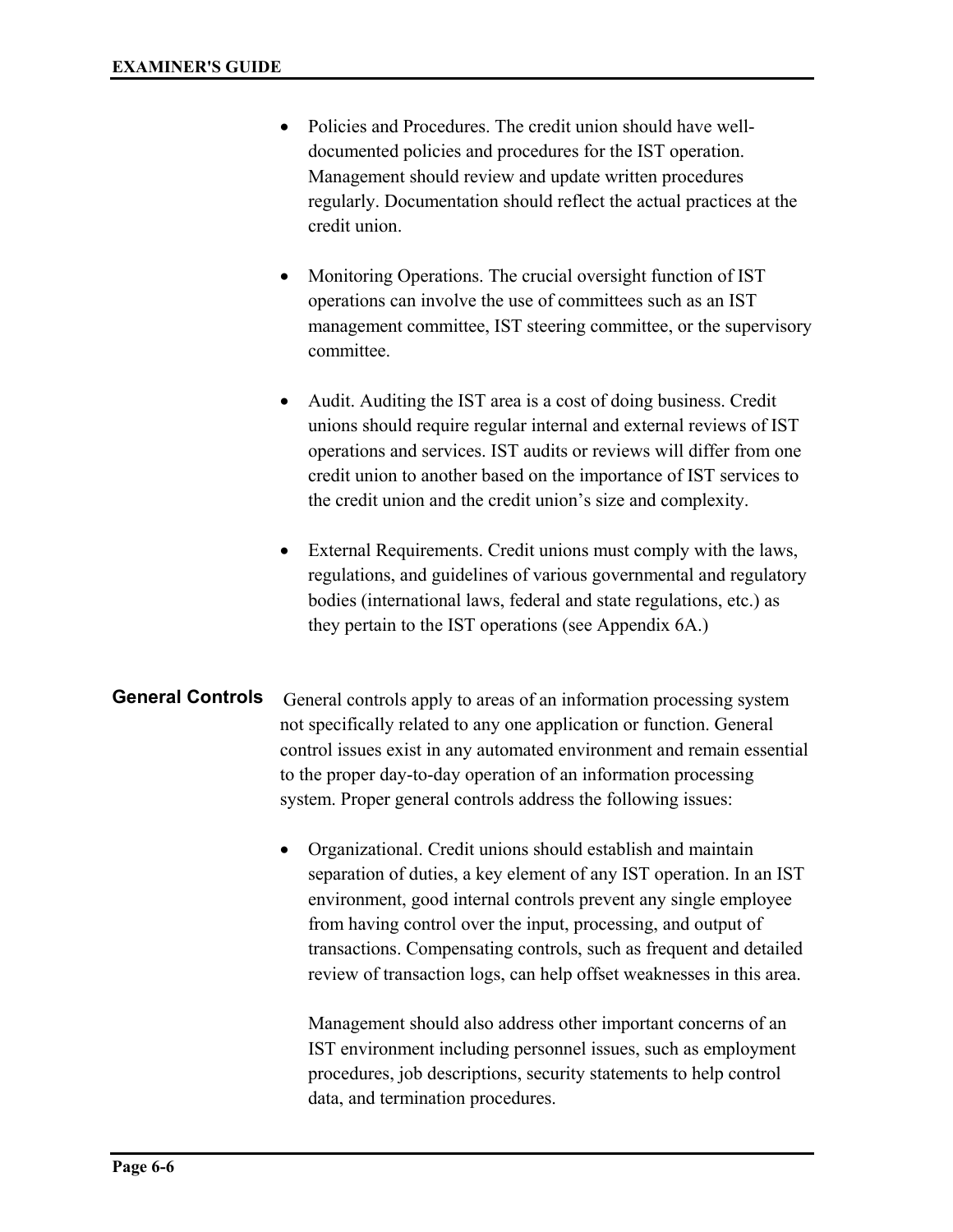- Policies and Procedures. The credit union should have well-documented policies and procedures for the IST operation. Management should review and update written procedures regularly. Documentation should reflect the actual practices at the credit union.

- Monitoring Operations. The crucial oversight function of IST operations can involve the use of committees such as an IST management committee, IST steering committee, or the supervisory committee.

- Audit. Auditing the IST area is a cost of doing business. Credit unions should require regular internal and external reviews of IST operations and services. IST audits or reviews will differ from one credit union to another based on the importance of IST services to the credit union and the credit union's size and complexity.

- External Requirements. Credit unions must comply with the laws, regulations, and guidelines of various governmental and regulatory bodies (international laws, federal and state regulations, etc.) as they pertain to the IST operations (see Appendix 6A.)

## General Controls

General controls apply to areas of an information processing system not specifically related to any one application or function. General control issues exist in any automated environment and remain essential to the proper day-to-day operation of an information processing system. Proper general controls address the following issues:

- Organizational. Credit unions should establish and maintain separation of duties, a key element of any IST operation. In an IST environment, good internal controls prevent any single employee from having control over the input, processing, and output of transactions. Compensating controls, such as frequent and detailed review of transaction logs, can help offset weaknesses in this area.

  Management should also address other important concerns of an IST environment including personnel issues, such as employment procedures, job descriptions, security statements to help control data, and termination procedures.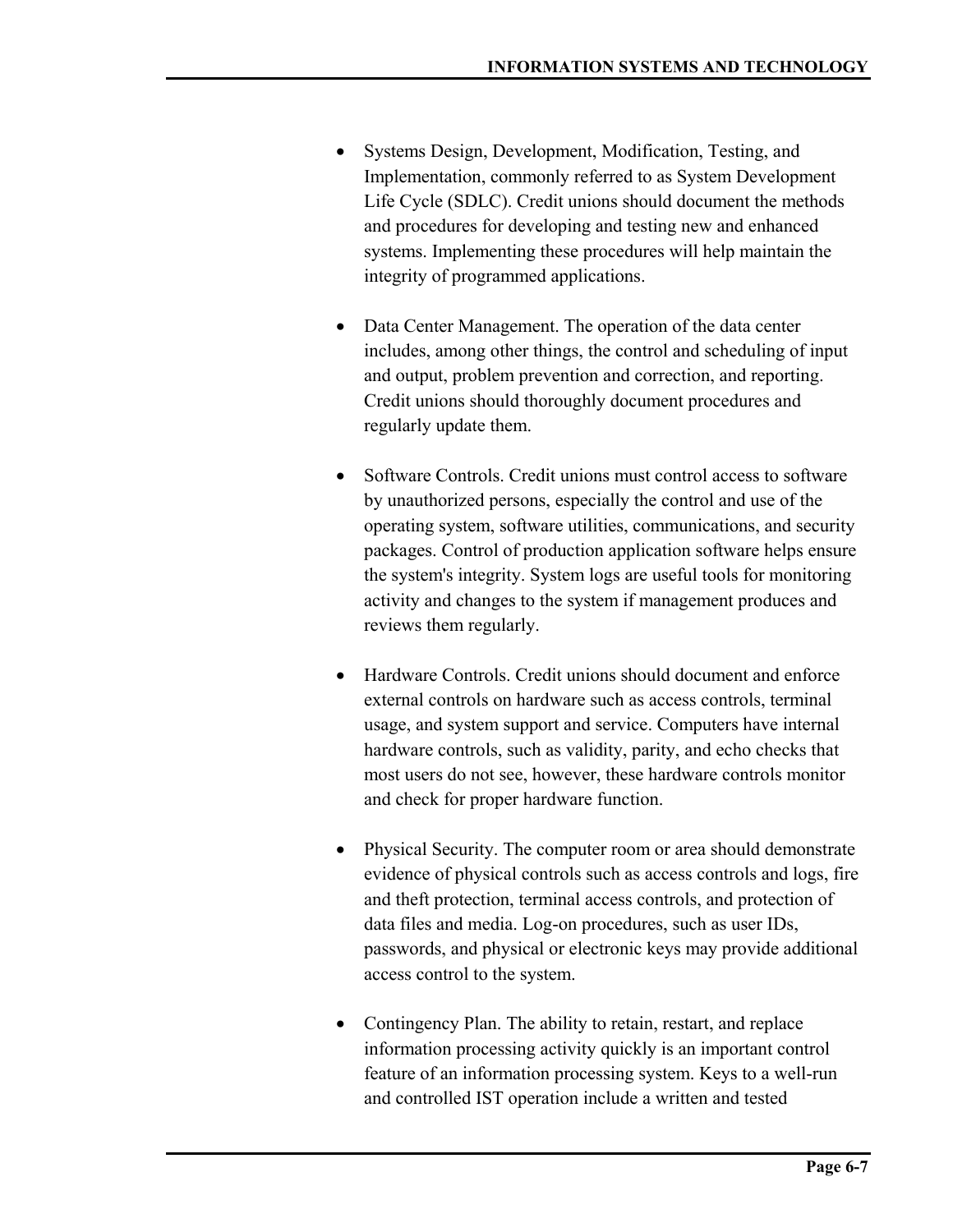- Systems Design, Development, Modification, Testing, and Implementation, commonly referred to as System Development Life Cycle (SDLC). Credit unions should document the methods and procedures for developing and testing new and enhanced systems. Implementing these procedures will help maintain the integrity of programmed applications.

- Data Center Management. The operation of the data center includes, among other things, the control and scheduling of input and output, problem prevention and correction, and reporting. Credit unions should thoroughly document procedures and regularly update them.

- Software Controls. Credit unions must control access to software by unauthorized persons, especially the control and use of the operating system, software utilities, communications, and security packages. Control of production application software helps ensure the system's integrity. System logs are useful tools for monitoring activity and changes to the system if management produces and reviews them regularly.

- Hardware Controls. Credit unions should document and enforce external controls on hardware such as access controls, terminal usage, and system support and service. Computers have internal hardware controls, such as validity, parity, and echo checks that most users do not see, however, these hardware controls monitor and check for proper hardware function.

- Physical Security. The computer room or area should demonstrate evidence of physical controls such as access controls and logs, fire and theft protection, terminal access controls, and protection of data files and media. Log-on procedures, such as user IDs, passwords, and physical or electronic keys may provide additional access control to the system.

- Contingency Plan. The ability to retain, restart, and replace information processing activity quickly is an important control feature of an information processing system. Keys to a well-run and controlled IST operation include a written and tested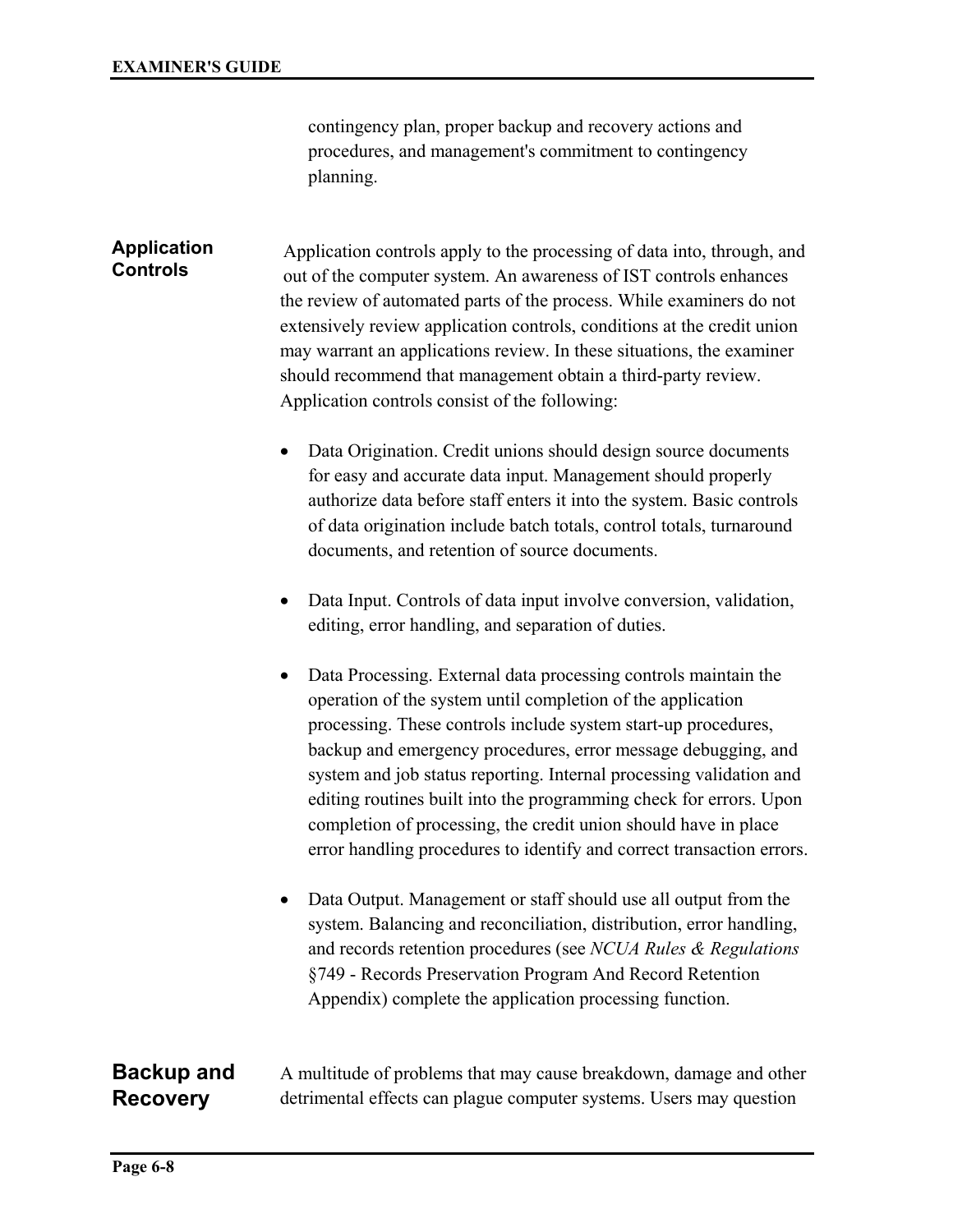contingency plan, proper backup and recovery actions and procedures, and management's commitment to contingency planning.

### Application Controls

Application controls apply to the processing of data into, through, and out of the computer system. An awareness of IST controls enhances the review of automated parts of the process. While examiners do not extensively review application controls, conditions at the credit union may warrant an applications review. In these situations, the examiner should recommend that management obtain a third-party review. Application controls consist of the following:

- Data Origination. Credit unions should design source documents for easy and accurate data input. Management should properly authorize data before staff enters it into the system. Basic controls of data origination include batch totals, control totals, turnaround documents, and retention of source documents.

- Data Input. Controls of data input involve conversion, validation, editing, error handling, and separation of duties.

- Data Processing. External data processing controls maintain the operation of the system until completion of the application processing. These controls include system start-up procedures, backup and emergency procedures, error message debugging, and system and job status reporting. Internal processing validation and editing routines built into the programming check for errors. Upon completion of processing, the credit union should have in place error handling procedures to identify and correct transaction errors.

- Data Output. Management or staff should use all output from the system. Balancing and reconciliation, distribution, error handling, and records retention procedures (see *NCUA Rules & Regulations* §749 - Records Preservation Program And Record Retention Appendix) complete the application processing function.

## Backup and Recovery

A multitude of problems that may cause breakdown, damage and other detrimental effects can plague computer systems. Users may question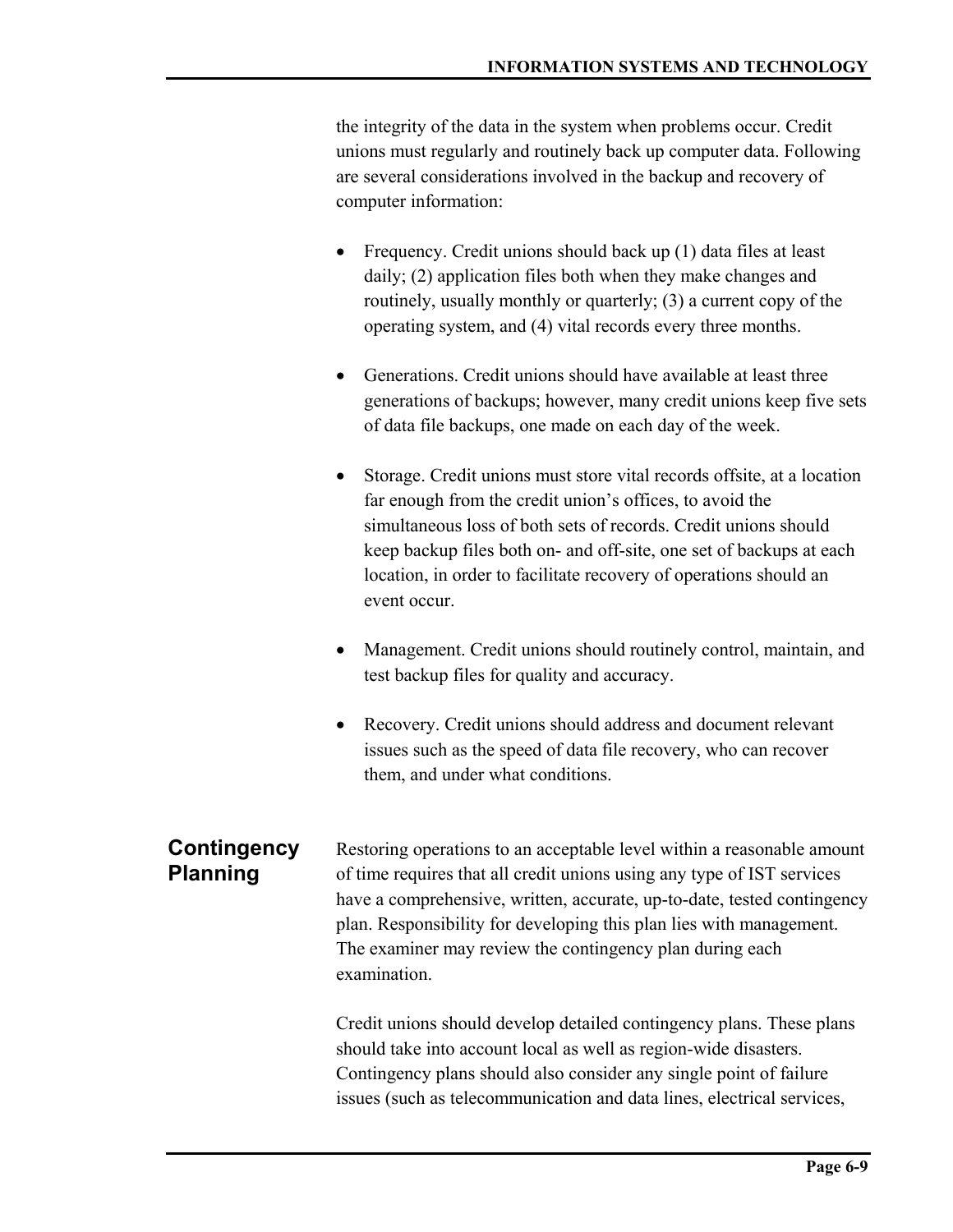the integrity of the data in the system when problems occur. Credit unions must regularly and routinely back up computer data. Following are several considerations involved in the backup and recovery of computer information:

- Frequency. Credit unions should back up (1) data files at least daily; (2) application files both when they make changes and routinely, usually monthly or quarterly; (3) a current copy of the operating system, and (4) vital records every three months.

- Generations. Credit unions should have available at least three generations of backups; however, many credit unions keep five sets of data file backups, one made on each day of the week.

- Storage. Credit unions must store vital records offsite, at a location far enough from the credit union's offices, to avoid the simultaneous loss of both sets of records. Credit unions should keep backup files both on- and off-site, one set of backups at each location, in order to facilitate recovery of operations should an event occur.

- Management. Credit unions should routinely control, maintain, and test backup files for quality and accuracy.

- Recovery. Credit unions should address and document relevant issues such as the speed of data file recovery, who can recover them, and under what conditions.

## Contingency Planning

Restoring operations to an acceptable level within a reasonable amount of time requires that all credit unions using any type of IST services have a comprehensive, written, accurate, up-to-date, tested contingency plan. Responsibility for developing this plan lies with management. The examiner may review the contingency plan during each examination.

Credit unions should develop detailed contingency plans. These plans should take into account local as well as region-wide disasters. Contingency plans should also consider any single point of failure issues (such as telecommunication and data lines, electrical services,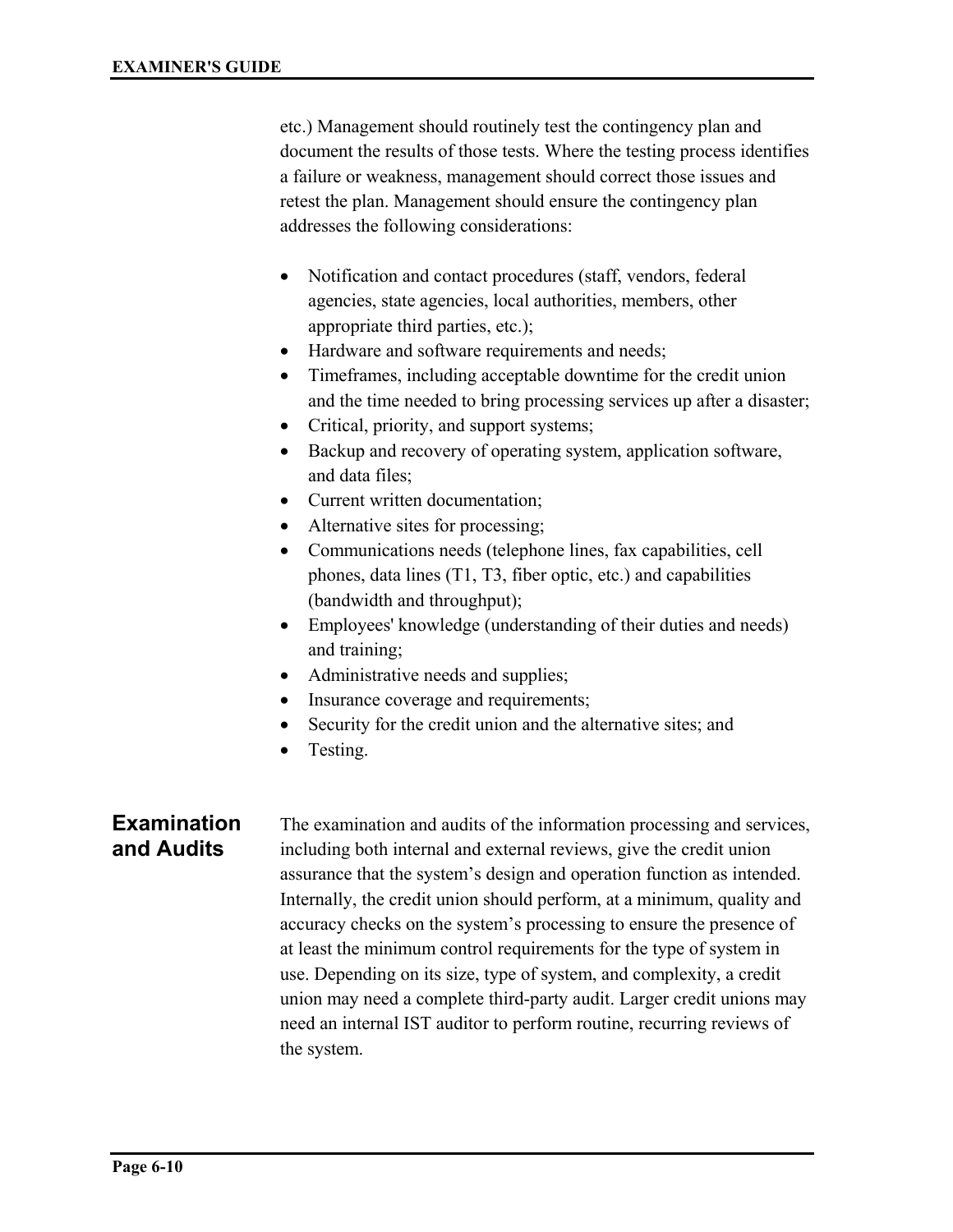etc.) Management should routinely test the contingency plan and document the results of those tests. Where the testing process identifies a failure or weakness, management should correct those issues and retest the plan. Management should ensure the contingency plan addresses the following considerations:

- Notification and contact procedures (staff, vendors, federal agencies, state agencies, local authorities, members, other appropriate third parties, etc.);
- Hardware and software requirements and needs;
- Timeframes, including acceptable downtime for the credit union and the time needed to bring processing services up after a disaster;
- Critical, priority, and support systems;
- Backup and recovery of operating system, application software, and data files;
- Current written documentation;
- Alternative sites for processing;
- Communications needs (telephone lines, fax capabilities, cell phones, data lines (T1, T3, fiber optic, etc.) and capabilities (bandwidth and throughput);
- Employees' knowledge (understanding of their duties and needs) and training;
- Administrative needs and supplies;
- Insurance coverage and requirements;
- Security for the credit union and the alternative sites; and
- Testing.

## Examination and Audits

The examination and audits of the information processing and services, including both internal and external reviews, give the credit union assurance that the system's design and operation function as intended. Internally, the credit union should perform, at a minimum, quality and accuracy checks on the system's processing to ensure the presence of at least the minimum control requirements for the type of system in use. Depending on its size, type of system, and complexity, a credit union may need a complete third-party audit. Larger credit unions may need an internal IST auditor to perform routine, recurring reviews of the system.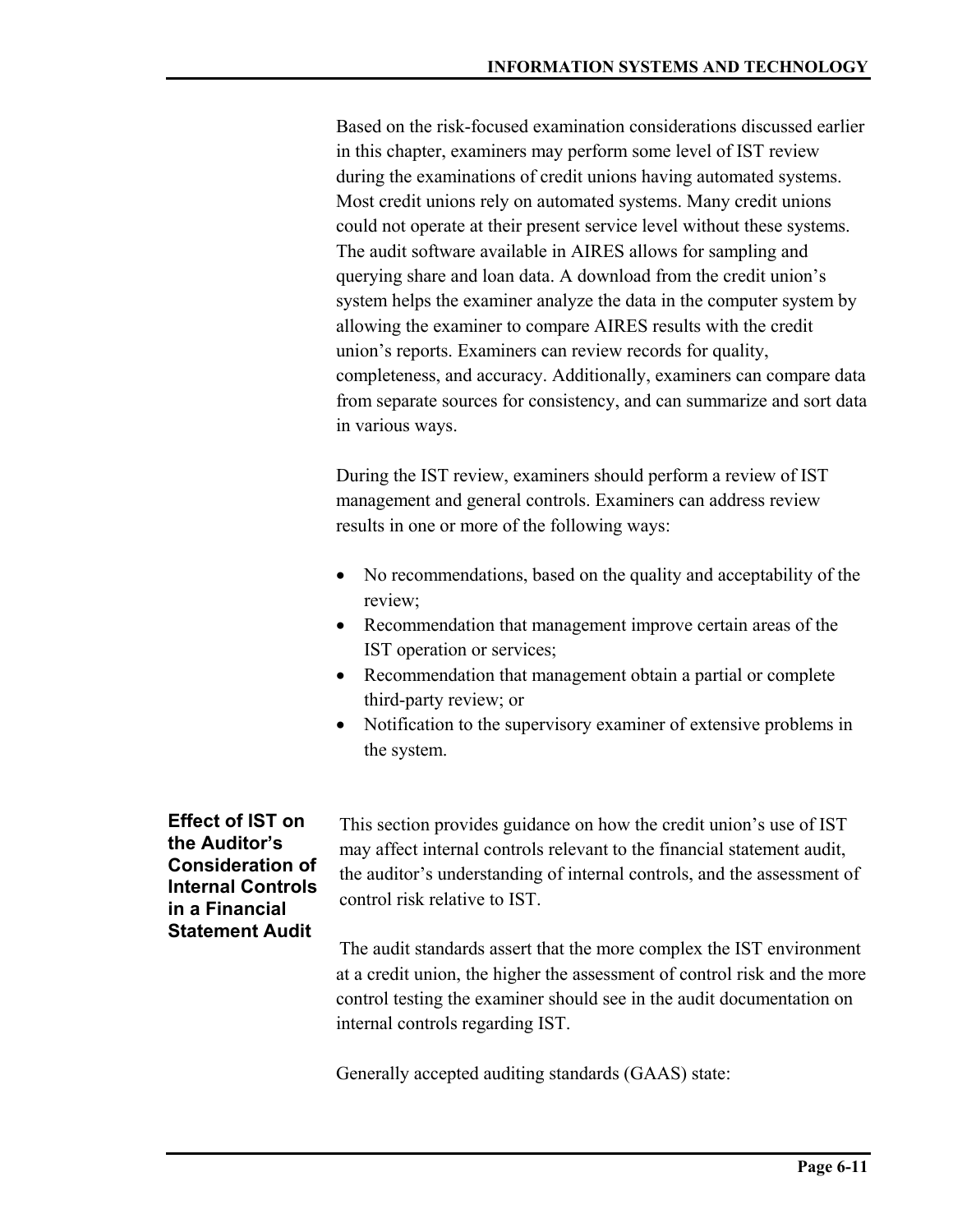Based on the risk-focused examination considerations discussed earlier in this chapter, examiners may perform some level of IST review during the examinations of credit unions having automated systems. Most credit unions rely on automated systems. Many credit unions could not operate at their present service level without these systems. The audit software available in AIRES allows for sampling and querying share and loan data. A download from the credit union's system helps the examiner analyze the data in the computer system by allowing the examiner to compare AIRES results with the credit union's reports. Examiners can review records for quality, completeness, and accuracy. Additionally, examiners can compare data from separate sources for consistency, and can summarize and sort data in various ways.

During the IST review, examiners should perform a review of IST management and general controls. Examiners can address review results in one or more of the following ways:

- No recommendations, based on the quality and acceptability of the review;
- Recommendation that management improve certain areas of the IST operation or services;
- Recommendation that management obtain a partial or complete third-party review; or
- Notification to the supervisory examiner of extensive problems in the system.

## Effect of IST on the Auditor's Consideration of Internal Controls in a Financial Statement Audit

This section provides guidance on how the credit union's use of IST may affect internal controls relevant to the financial statement audit, the auditor's understanding of internal controls, and the assessment of control risk relative to IST.

The audit standards assert that the more complex the IST environment at a credit union, the higher the assessment of control risk and the more control testing the examiner should see in the audit documentation on internal controls regarding IST.

Generally accepted auditing standards (GAAS) state: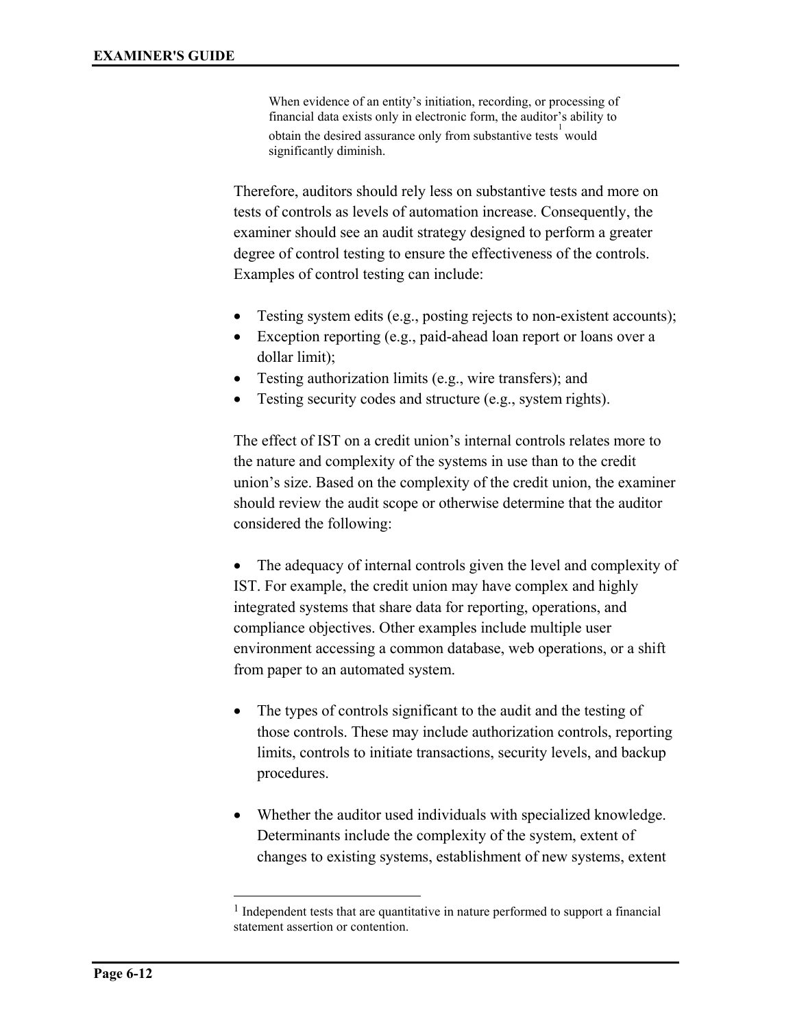> When evidence of an entity's initiation, recording, or processing of financial data exists only in electronic form, the auditor's ability to obtain the desired assurance only from substantive tests[1] would significantly diminish.

Therefore, auditors should rely less on substantive tests and more on tests of controls as levels of automation increase. Consequently, the examiner should see an audit strategy designed to perform a greater degree of control testing to ensure the effectiveness of the controls. Examples of control testing can include:

- Testing system edits (e.g., posting rejects to non-existent accounts);
- Exception reporting (e.g., paid-ahead loan report or loans over a dollar limit);
- Testing authorization limits (e.g., wire transfers); and
- Testing security codes and structure (e.g., system rights).

The effect of IST on a credit union's internal controls relates more to the nature and complexity of the systems in use than to the credit union's size. Based on the complexity of the credit union, the examiner should review the audit scope or otherwise determine that the auditor considered the following:

- The adequacy of internal controls given the level and complexity of IST. For example, the credit union may have complex and highly integrated systems that share data for reporting, operations, and compliance objectives. Other examples include multiple user environment accessing a common database, web operations, or a shift from paper to an automated system.

- The types of controls significant to the audit and the testing of those controls. These may include authorization controls, reporting limits, controls to initiate transactions, security levels, and backup procedures.

- Whether the auditor used individuals with specialized knowledge. Determinants include the complexity of the system, extent of changes to existing systems, establishment of new systems, extent

---

[1] Independent tests that are quantitative in nature performed to support a financial statement assertion or contention.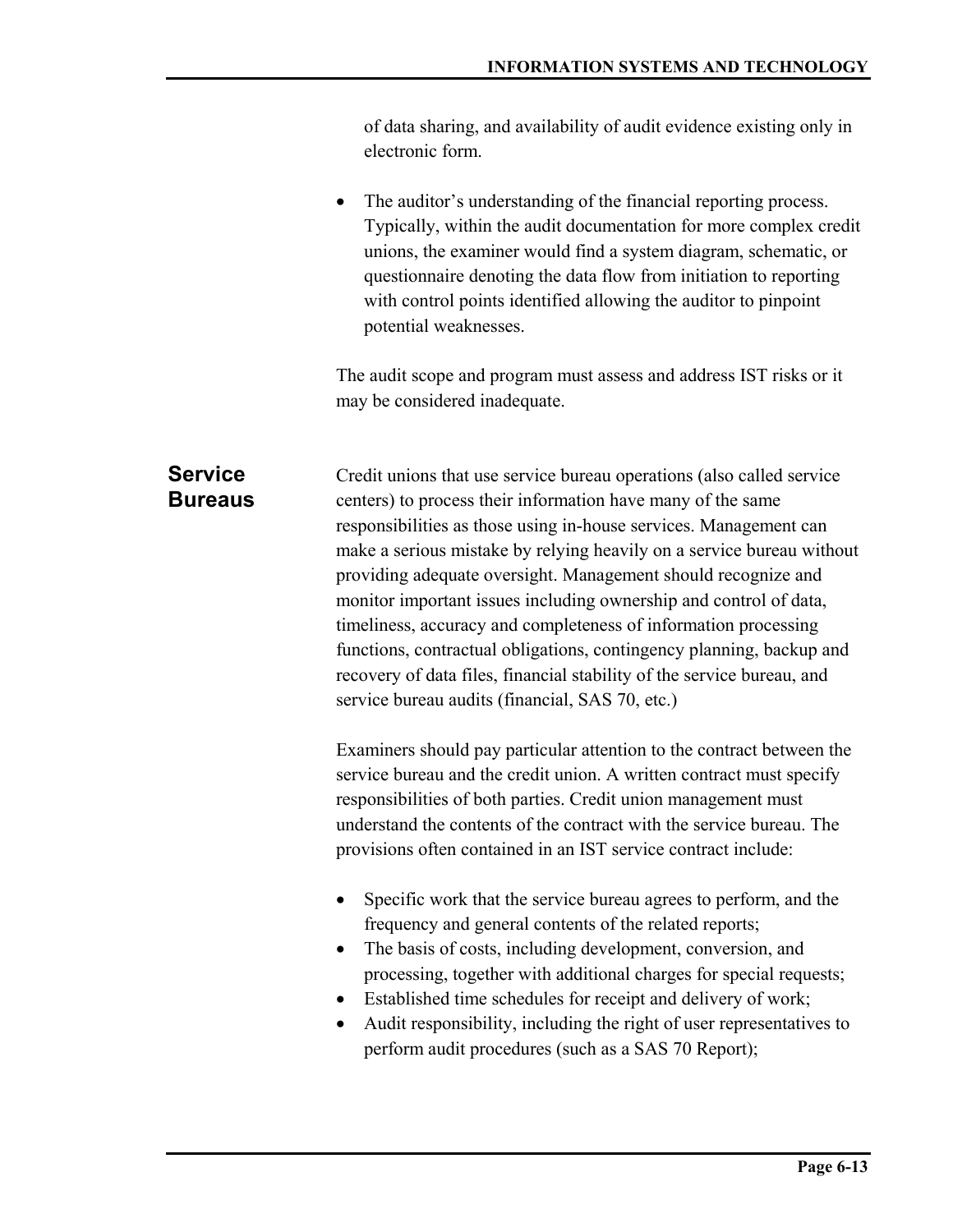of data sharing, and availability of audit evidence existing only in electronic form.

- The auditor's understanding of the financial reporting process. Typically, within the audit documentation for more complex credit unions, the examiner would find a system diagram, schematic, or questionnaire denoting the data flow from initiation to reporting with control points identified allowing the auditor to pinpoint potential weaknesses.

The audit scope and program must assess and address IST risks or it may be considered inadequate.

## Service Bureaus

Credit unions that use service bureau operations (also called service centers) to process their information have many of the same responsibilities as those using in-house services. Management can make a serious mistake by relying heavily on a service bureau without providing adequate oversight. Management should recognize and monitor important issues including ownership and control of data, timeliness, accuracy and completeness of information processing functions, contractual obligations, contingency planning, backup and recovery of data files, financial stability of the service bureau, and service bureau audits (financial, SAS 70, etc.)

Examiners should pay particular attention to the contract between the service bureau and the credit union. A written contract must specify responsibilities of both parties. Credit union management must understand the contents of the contract with the service bureau. The provisions often contained in an IST service contract include:

- Specific work that the service bureau agrees to perform, and the frequency and general contents of the related reports;
- The basis of costs, including development, conversion, and processing, together with additional charges for special requests;
- Established time schedules for receipt and delivery of work;
- Audit responsibility, including the right of user representatives to perform audit procedures (such as a SAS 70 Report);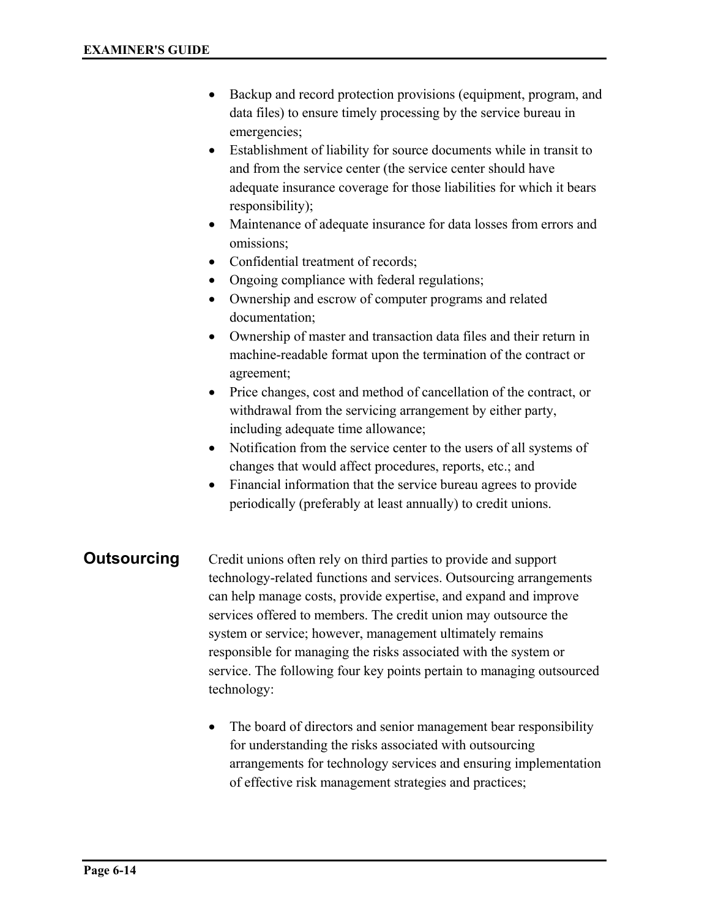- Backup and record protection provisions (equipment, program, and data files) to ensure timely processing by the service bureau in emergencies;
- Establishment of liability for source documents while in transit to and from the service center (the service center should have adequate insurance coverage for those liabilities for which it bears responsibility);
- Maintenance of adequate insurance for data losses from errors and omissions;
- Confidential treatment of records;
- Ongoing compliance with federal regulations;
- Ownership and escrow of computer programs and related documentation;
- Ownership of master and transaction data files and their return in machine-readable format upon the termination of the contract or agreement;
- Price changes, cost and method of cancellation of the contract, or withdrawal from the servicing arrangement by either party, including adequate time allowance;
- Notification from the service center to the users of all systems of changes that would affect procedures, reports, etc.; and
- Financial information that the service bureau agrees to provide periodically (preferably at least annually) to credit unions.

## Outsourcing

Credit unions often rely on third parties to provide and support technology-related functions and services. Outsourcing arrangements can help manage costs, provide expertise, and expand and improve services offered to members. The credit union may outsource the system or service; however, management ultimately remains responsible for managing the risks associated with the system or service. The following four key points pertain to managing outsourced technology:

- The board of directors and senior management bear responsibility for understanding the risks associated with outsourcing arrangements for technology services and ensuring implementation of effective risk management strategies and practices;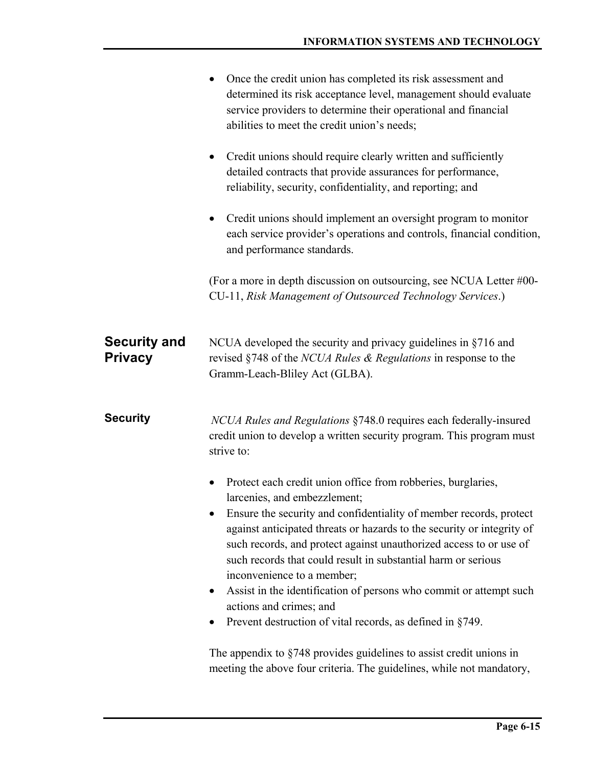- Once the credit union has completed its risk assessment and determined its risk acceptance level, management should evaluate service providers to determine their operational and financial abilities to meet the credit union's needs;

- Credit unions should require clearly written and sufficiently detailed contracts that provide assurances for performance, reliability, security, confidentiality, and reporting; and

- Credit unions should implement an oversight program to monitor each service provider's operations and controls, financial condition, and performance standards.

(For a more in depth discussion on outsourcing, see NCUA Letter #00-CU-11, *Risk Management of Outsourced Technology Services*.)

## Security and Privacy

NCUA developed the security and privacy guidelines in §716 and revised §748 of the *NCUA Rules & Regulations* in response to the Gramm-Leach-Bliley Act (GLBA).

### Security

*NCUA Rules and Regulations* §748.0 requires each federally-insured credit union to develop a written security program. This program must strive to:

- Protect each credit union office from robberies, burglaries, larcenies, and embezzlement;
- Ensure the security and confidentiality of member records, protect against anticipated threats or hazards to the security or integrity of such records, and protect against unauthorized access to or use of such records that could result in substantial harm or serious inconvenience to a member;
- Assist in the identification of persons who commit or attempt such actions and crimes; and
- Prevent destruction of vital records, as defined in §749.

The appendix to §748 provides guidelines to assist credit unions in meeting the above four criteria. The guidelines, while not mandatory,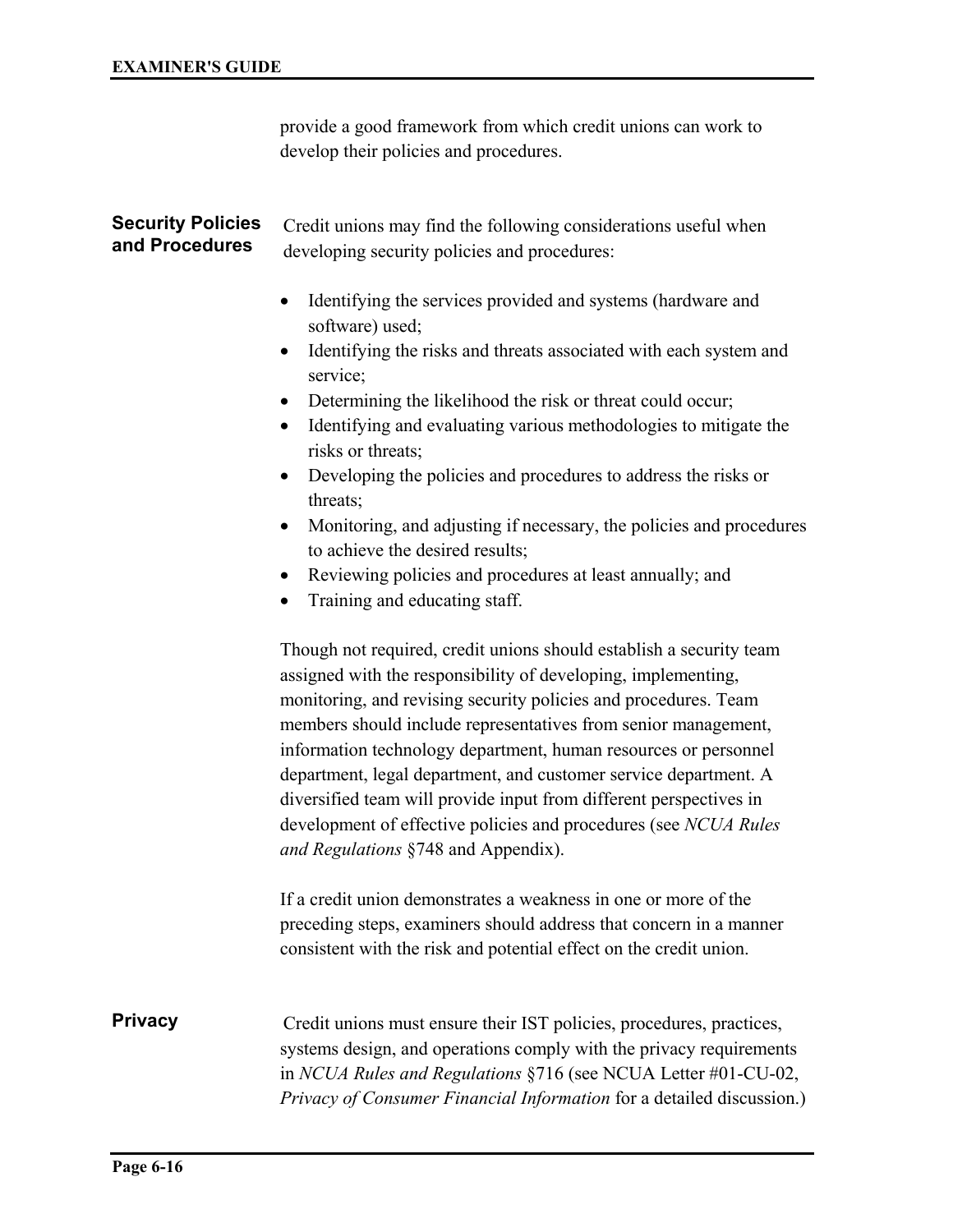provide a good framework from which credit unions can work to develop their policies and procedures.

## Security Policies and Procedures

Credit unions may find the following considerations useful when developing security policies and procedures:

- Identifying the services provided and systems (hardware and software) used;
- Identifying the risks and threats associated with each system and service;
- Determining the likelihood the risk or threat could occur;
- Identifying and evaluating various methodologies to mitigate the risks or threats;
- Developing the policies and procedures to address the risks or threats;
- Monitoring, and adjusting if necessary, the policies and procedures to achieve the desired results;
- Reviewing policies and procedures at least annually; and
- Training and educating staff.

Though not required, credit unions should establish a security team assigned with the responsibility of developing, implementing, monitoring, and revising security policies and procedures. Team members should include representatives from senior management, information technology department, human resources or personnel department, legal department, and customer service department. A diversified team will provide input from different perspectives in development of effective policies and procedures (see *NCUA Rules and Regulations* §748 and Appendix).

If a credit union demonstrates a weakness in one or more of the preceding steps, examiners should address that concern in a manner consistent with the risk and potential effect on the credit union.

## Privacy

Credit unions must ensure their IST policies, procedures, practices, systems design, and operations comply with the privacy requirements in *NCUA Rules and Regulations* §716 (see NCUA Letter #01-CU-02, *Privacy of Consumer Financial Information* for a detailed discussion.)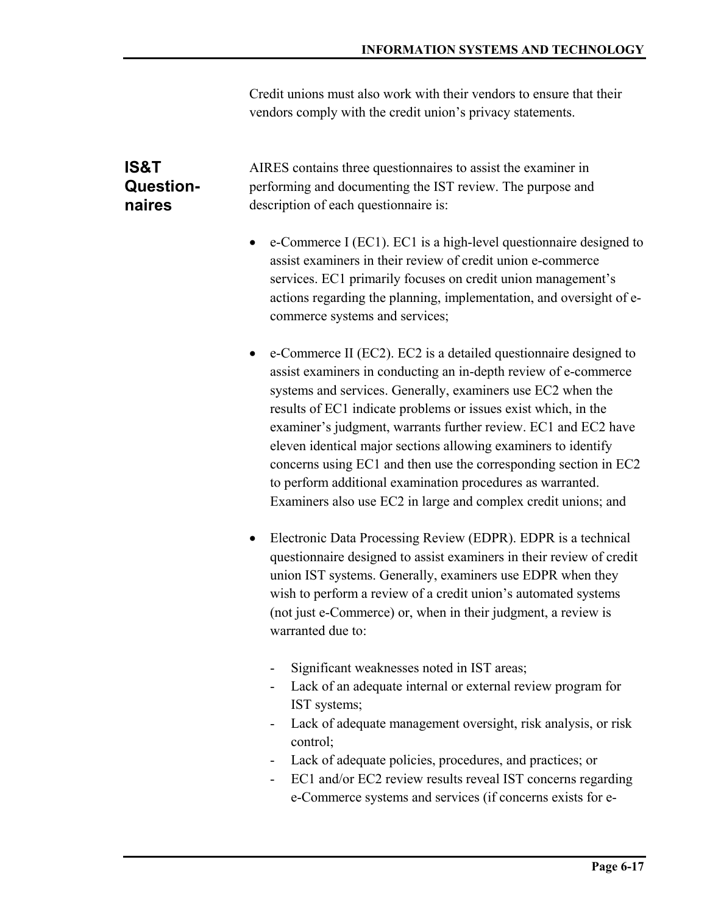Credit unions must also work with their vendors to ensure that their vendors comply with the credit union's privacy statements.

## IS&T Questionnaires

AIRES contains three questionnaires to assist the examiner in performing and documenting the IST review. The purpose and description of each questionnaire is:

- e-Commerce I (EC1). EC1 is a high-level questionnaire designed to assist examiners in their review of credit union e-commerce services. EC1 primarily focuses on credit union management's actions regarding the planning, implementation, and oversight of e-commerce systems and services;

- e-Commerce II (EC2). EC2 is a detailed questionnaire designed to assist examiners in conducting an in-depth review of e-commerce systems and services. Generally, examiners use EC2 when the results of EC1 indicate problems or issues exist which, in the examiner's judgment, warrants further review. EC1 and EC2 have eleven identical major sections allowing examiners to identify concerns using EC1 and then use the corresponding section in EC2 to perform additional examination procedures as warranted. Examiners also use EC2 in large and complex credit unions; and

- Electronic Data Processing Review (EDPR). EDPR is a technical questionnaire designed to assist examiners in their review of credit union IST systems. Generally, examiners use EDPR when they wish to perform a review of a credit union's automated systems (not just e-Commerce) or, when in their judgment, a review is warranted due to:

  - Significant weaknesses noted in IST areas;
  - Lack of an adequate internal or external review program for IST systems;
  - Lack of adequate management oversight, risk analysis, or risk control;
  - Lack of adequate policies, procedures, and practices; or
  - EC1 and/or EC2 review results reveal IST concerns regarding e-Commerce systems and services (if concerns exists for e-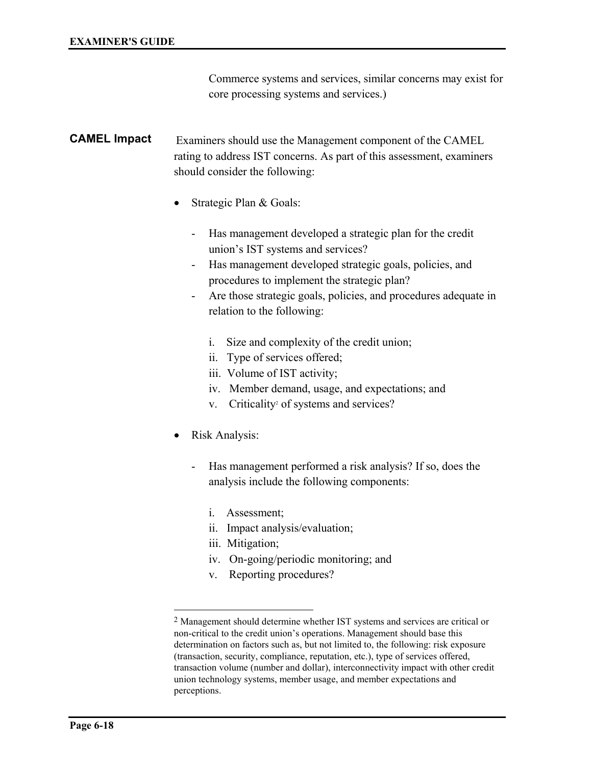Commerce systems and services, similar concerns may exist for core processing systems and services.)

**CAMEL Impact**

Examiners should use the Management component of the CAMEL rating to address IST concerns. As part of this assessment, examiners should consider the following:

- Strategic Plan & Goals:

  - Has management developed a strategic plan for the credit union's IST systems and services?
  - Has management developed strategic goals, policies, and procedures to implement the strategic plan?
  - Are those strategic goals, policies, and procedures adequate in relation to the following:

    i. Size and complexity of the credit union;
    ii. Type of services offered;
    iii. Volume of IST activity;
    iv. Member demand, usage, and expectations; and
    v. Criticality[2] of systems and services?

- Risk Analysis:

  - Has management performed a risk analysis? If so, does the analysis include the following components:

    i. Assessment;
    ii. Impact analysis/evaluation;
    iii. Mitigation;
    iv. On-going/periodic monitoring; and
    v. Reporting procedures?

---

[2] Management should determine whether IST systems and services are critical or non-critical to the credit union's operations. Management should base this determination on factors such as, but not limited to, the following: risk exposure (transaction, security, compliance, reputation, etc.), type of services offered, transaction volume (number and dollar), interconnectivity impact with other credit union technology systems, member usage, and member expectations and perceptions.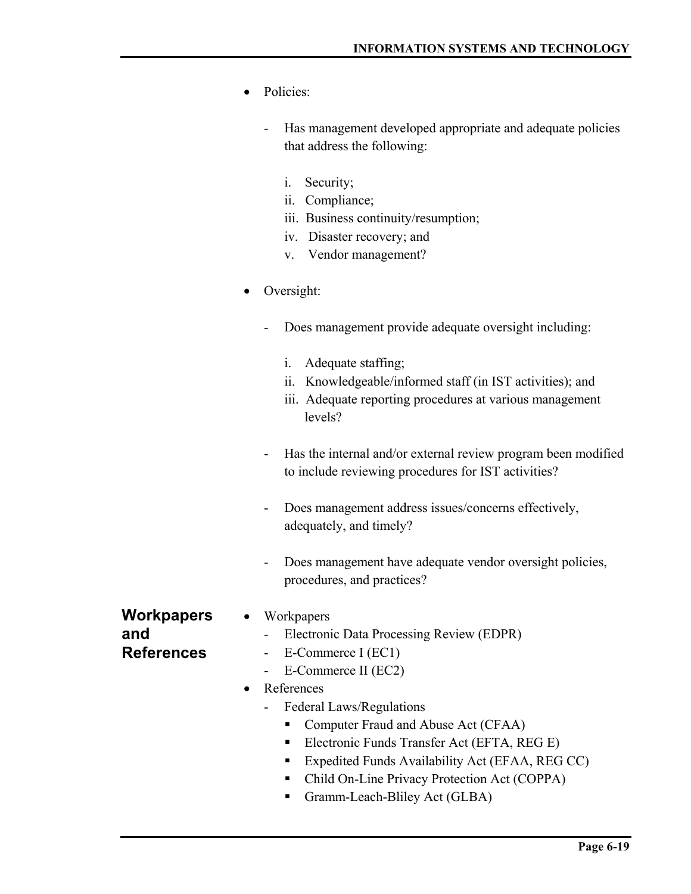- Policies:

    - Has management developed appropriate and adequate policies that address the following:

        i. Security;
        ii. Compliance;
        iii. Business continuity/resumption;
        iv. Disaster recovery; and
        v. Vendor management?

- Oversight:

    - Does management provide adequate oversight including:

        i. Adequate staffing;
        ii. Knowledgeable/informed staff (in IST activities); and
        iii. Adequate reporting procedures at various management levels?

    - Has the internal and/or external review program been modified to include reviewing procedures for IST activities?

    - Does management address issues/concerns effectively, adequately, and timely?

    - Does management have adequate vendor oversight policies, procedures, and practices?

## Workpapers and References

- Workpapers
    - Electronic Data Processing Review (EDPR)
    - E-Commerce I (EC1)
    - E-Commerce II (EC2)
- References
    - Federal Laws/Regulations
        - Computer Fraud and Abuse Act (CFAA)
        - Electronic Funds Transfer Act (EFTA, REG E)
        - Expedited Funds Availability Act (EFAA, REG CC)
        - Child On-Line Privacy Protection Act (COPPA)
        - Gramm-Leach-Bliley Act (GLBA)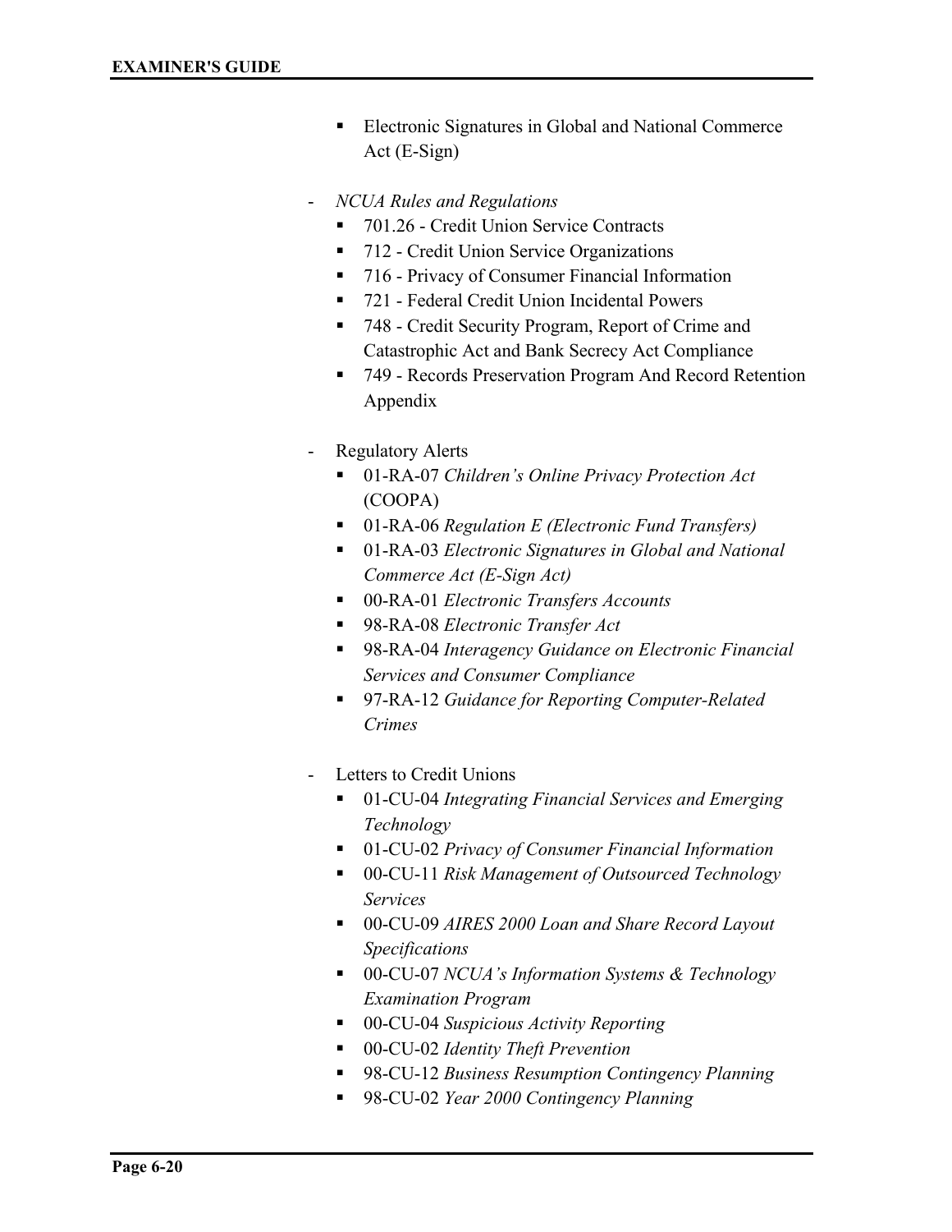- Electronic Signatures in Global and National Commerce Act (E-Sign)

- *NCUA Rules and Regulations*
  - 701.26 - Credit Union Service Contracts
  - 712 - Credit Union Service Organizations
  - 716 - Privacy of Consumer Financial Information
  - 721 - Federal Credit Union Incidental Powers
  - 748 - Credit Security Program, Report of Crime and Catastrophic Act and Bank Secrecy Act Compliance
  - 749 - Records Preservation Program And Record Retention Appendix

- Regulatory Alerts
  - 01-RA-07 *Children's Online Privacy Protection Act* (COOPA)
  - 01-RA-06 *Regulation E (Electronic Fund Transfers)*
  - 01-RA-03 *Electronic Signatures in Global and National Commerce Act (E-Sign Act)*
  - 00-RA-01 *Electronic Transfers Accounts*
  - 98-RA-08 *Electronic Transfer Act*
  - 98-RA-04 *Interagency Guidance on Electronic Financial Services and Consumer Compliance*
  - 97-RA-12 *Guidance for Reporting Computer-Related Crimes*

- Letters to Credit Unions
  - 01-CU-04 *Integrating Financial Services and Emerging Technology*
  - 01-CU-02 *Privacy of Consumer Financial Information*
  - 00-CU-11 *Risk Management of Outsourced Technology Services*
  - 00-CU-09 *AIRES 2000 Loan and Share Record Layout Specifications*
  - 00-CU-07 *NCUA's Information Systems & Technology Examination Program*
  - 00-CU-04 *Suspicious Activity Reporting*
  - 00-CU-02 *Identity Theft Prevention*
  - 98-CU-12 *Business Resumption Contingency Planning*
  - 98-CU-02 *Year 2000 Contingency Planning*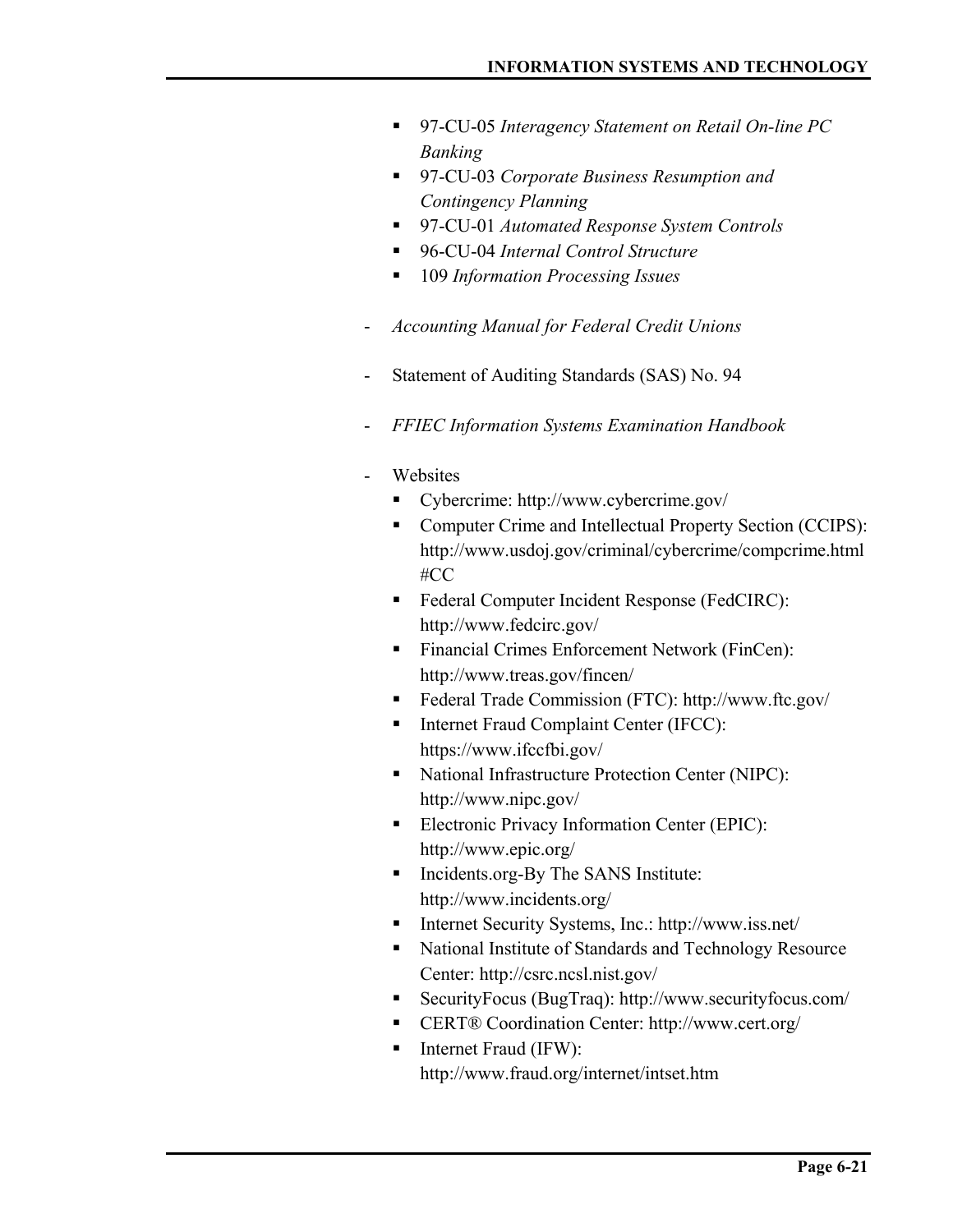- 97-CU-05 *Interagency Statement on Retail On-line PC Banking*
- 97-CU-03 *Corporate Business Resumption and Contingency Planning*
- 97-CU-01 *Automated Response System Controls*
- 96-CU-04 *Internal Control Structure*
- 109 *Information Processing Issues*

- *Accounting Manual for Federal Credit Unions*

- Statement of Auditing Standards (SAS) No. 94

- *FFIEC Information Systems Examination Handbook*

- Websites
  - Cybercrime: http://www.cybercrime.gov/
  - Computer Crime and Intellectual Property Section (CCIPS): http://www.usdoj.gov/criminal/cybercrime/compcrime.html#CC
  - Federal Computer Incident Response (FedCIRC): http://www.fedcirc.gov/
  - Financial Crimes Enforcement Network (FinCen): http://www.treas.gov/fincen/
  - Federal Trade Commission (FTC): http://www.ftc.gov/
  - Internet Fraud Complaint Center (IFCC): https://www.ifccfbi.gov/
  - National Infrastructure Protection Center (NIPC): http://www.nipc.gov/
  - Electronic Privacy Information Center (EPIC): http://www.epic.org/
  - Incidents.org-By The SANS Institute: http://www.incidents.org/
  - Internet Security Systems, Inc.: http://www.iss.net/
  - National Institute of Standards and Technology Resource Center: http://csrc.ncsl.nist.gov/
  - SecurityFocus (BugTraq): http://www.securityfocus.com/
  - CERT® Coordination Center: http://www.cert.org/
  - Internet Fraud (IFW): http://www.fraud.org/internet/intset.htm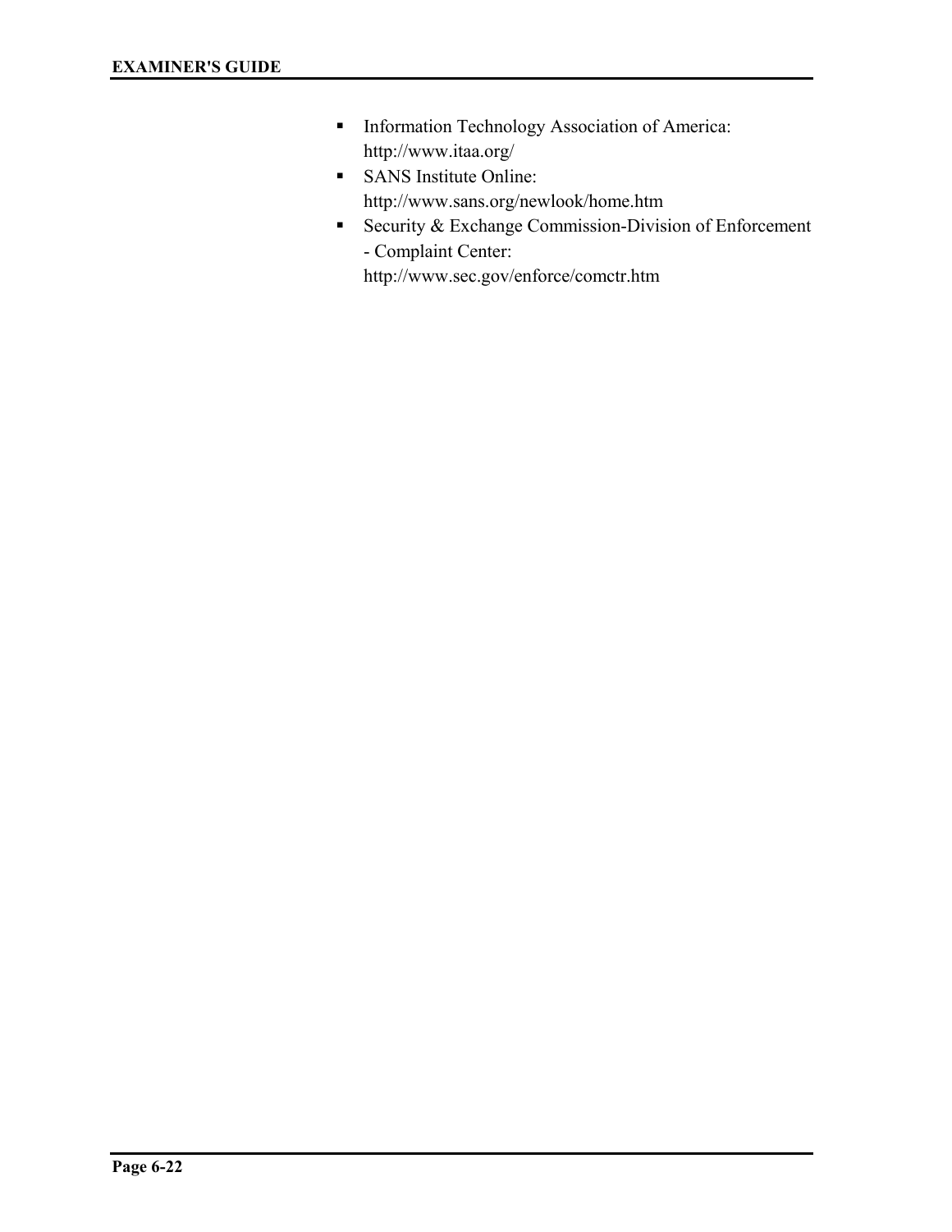- Information Technology Association of America: http://www.itaa.org/
- SANS Institute Online: http://www.sans.org/newlook/home.htm
- Security & Exchange Commission-Division of Enforcement - Complaint Center: http://www.sec.gov/enforce/comctr.htm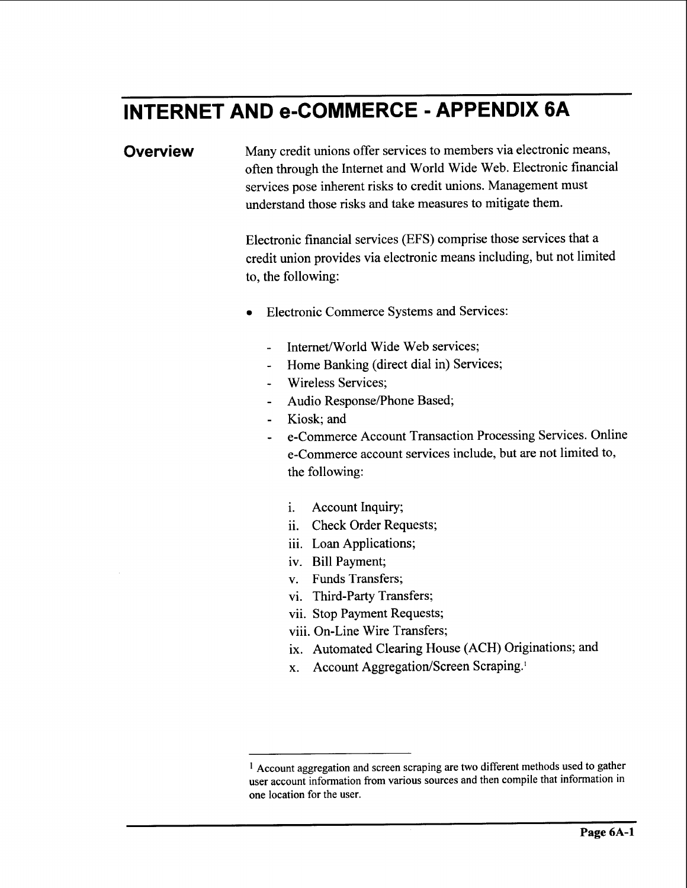# INTERNET AND e-COMMERCE - APPENDIX 6A

## Overview

Many credit unions offer services to members via electronic means, often through the Internet and World Wide Web. Electronic financial services pose inherent risks to credit unions. Management must understand those risks and take measures to mitigate them.

Electronic financial services (EFS) comprise those services that a credit union provides via electronic means including, but not limited to, the following:

- Electronic Commerce Systems and Services:
  - Internet/World Wide Web services;
  - Home Banking (direct dial in) Services;
  - Wireless Services;
  - Audio Response/Phone Based;
  - Kiosk; and
  - e-Commerce Account Transaction Processing Services. Online e-Commerce account services include, but are not limited to, the following:

    i. Account Inquiry;
    ii. Check Order Requests;
    iii. Loan Applications;
    iv. Bill Payment;
    v. Funds Transfers;
    vi. Third-Party Transfers;
    vii. Stop Payment Requests;
    viii. On-Line Wire Transfers;
    ix. Automated Clearing House (ACH) Originations; and
    x. Account Aggregation/Screen Scraping.[1]

---

[1] Account aggregation and screen scraping are two different methods used to gather user account information from various sources and then compile that information in one location for the user.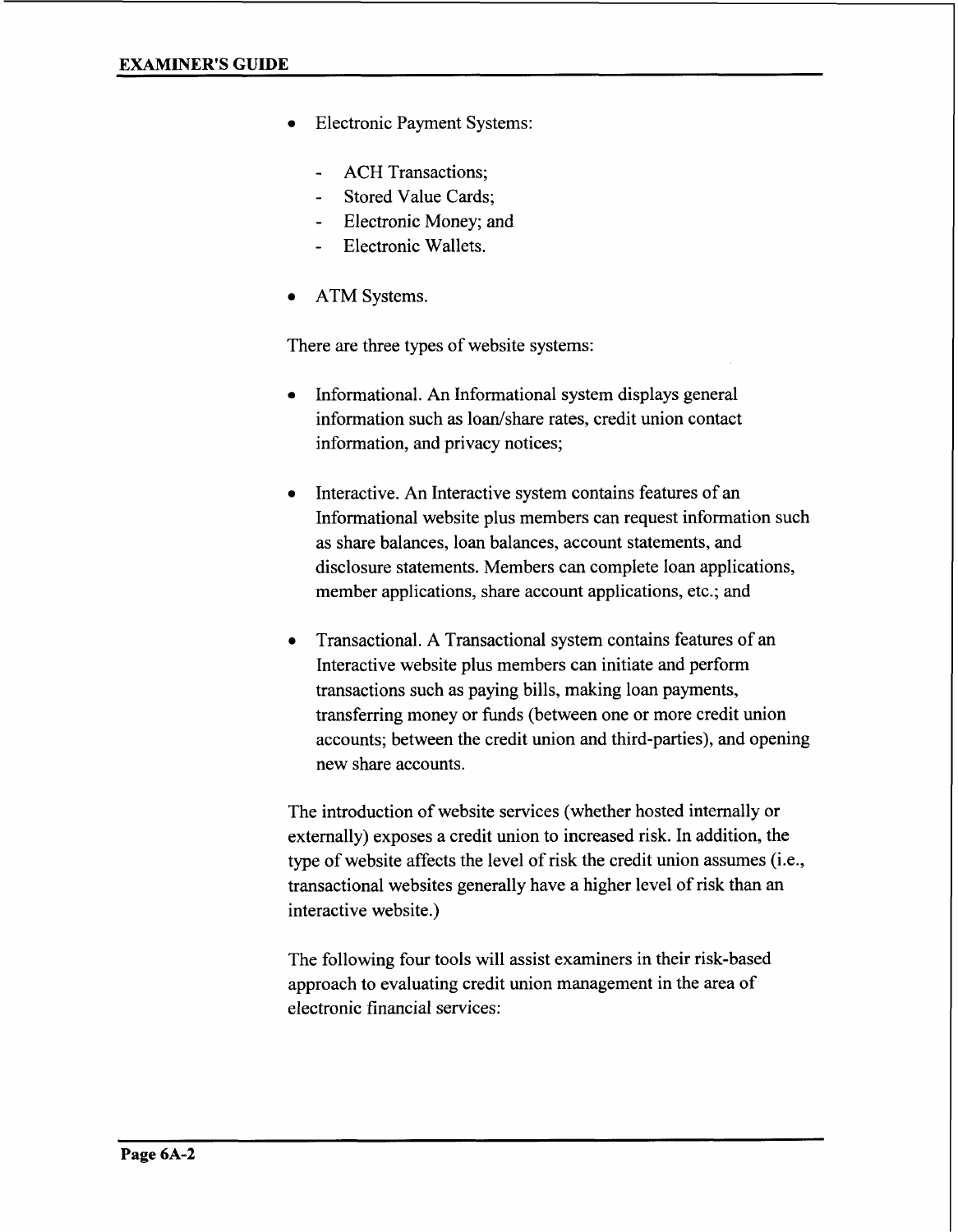- Electronic Payment Systems:
  - ACH Transactions;
  - Stored Value Cards;
  - Electronic Money; and
  - Electronic Wallets.
- ATM Systems.

There are three types of website systems:

- Informational. An Informational system displays general information such as loan/share rates, credit union contact information, and privacy notices;
- Interactive. An Interactive system contains features of an Informational website plus members can request information such as share balances, loan balances, account statements, and disclosure statements. Members can complete loan applications, member applications, share account applications, etc.; and
- Transactional. A Transactional system contains features of an Interactive website plus members can initiate and perform transactions such as paying bills, making loan payments, transferring money or funds (between one or more credit union accounts; between the credit union and third-parties), and opening new share accounts.

The introduction of website services (whether hosted internally or externally) exposes a credit union to increased risk. In addition, the type of website affects the level of risk the credit union assumes (i.e., transactional websites generally have a higher level of risk than an interactive website.)

The following four tools will assist examiners in their risk-based approach to evaluating credit union management in the area of electronic financial services: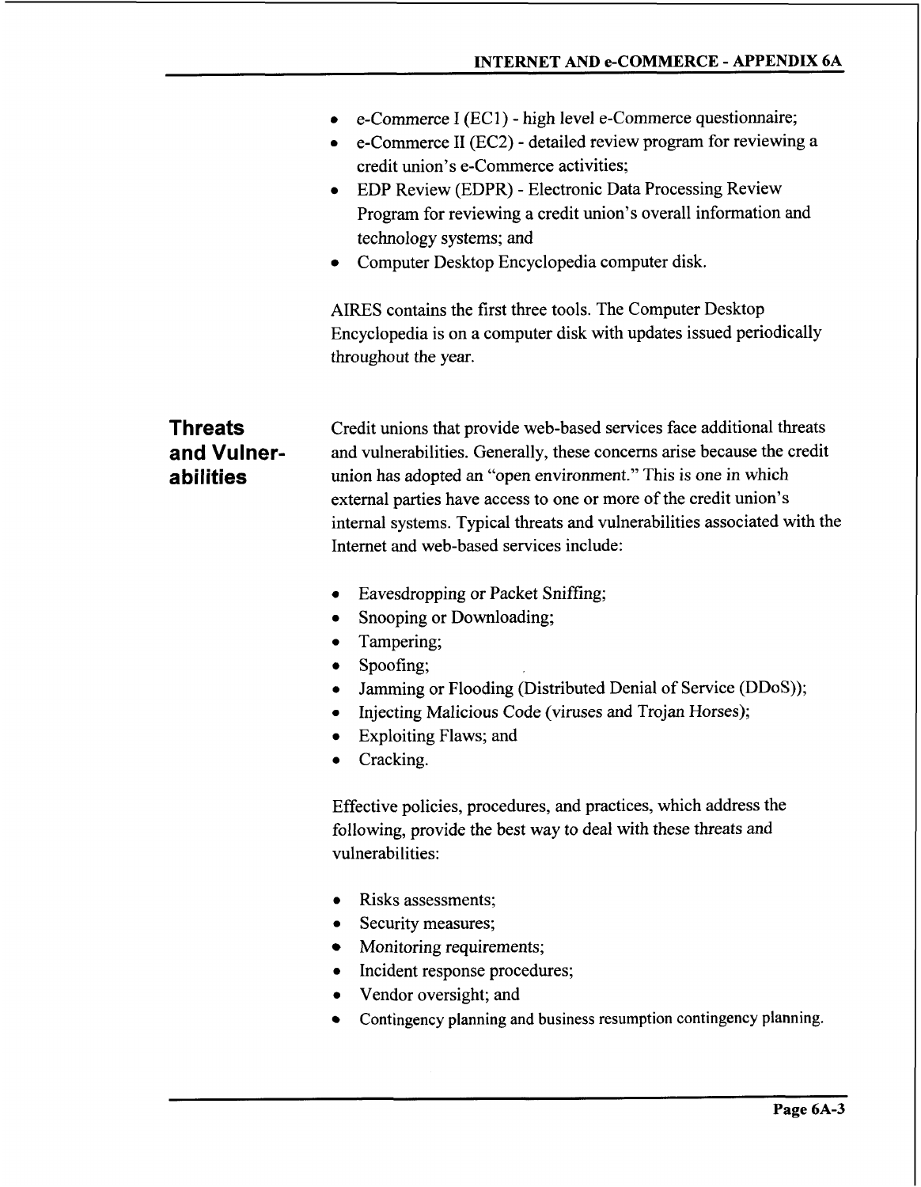- e-Commerce I (EC1) - high level e-Commerce questionnaire;
- e-Commerce II (EC2) - detailed review program for reviewing a credit union's e-Commerce activities;
- EDP Review (EDPR) - Electronic Data Processing Review Program for reviewing a credit union's overall information and technology systems; and
- Computer Desktop Encyclopedia computer disk.

AIRES contains the first three tools. The Computer Desktop Encyclopedia is on a computer disk with updates issued periodically throughout the year.

## Threats and Vulnerabilities

Credit unions that provide web-based services face additional threats and vulnerabilities. Generally, these concerns arise because the credit union has adopted an "open environment." This is one in which external parties have access to one or more of the credit union's internal systems. Typical threats and vulnerabilities associated with the Internet and web-based services include:

- Eavesdropping or Packet Sniffing;
- Snooping or Downloading;
- Tampering;
- Spoofing;
- Jamming or Flooding (Distributed Denial of Service (DDoS));
- Injecting Malicious Code (viruses and Trojan Horses);
- Exploiting Flaws; and
- Cracking.

Effective policies, procedures, and practices, which address the following, provide the best way to deal with these threats and vulnerabilities:

- Risks assessments;
- Security measures;
- Monitoring requirements;
- Incident response procedures;
- Vendor oversight; and
- Contingency planning and business resumption contingency planning.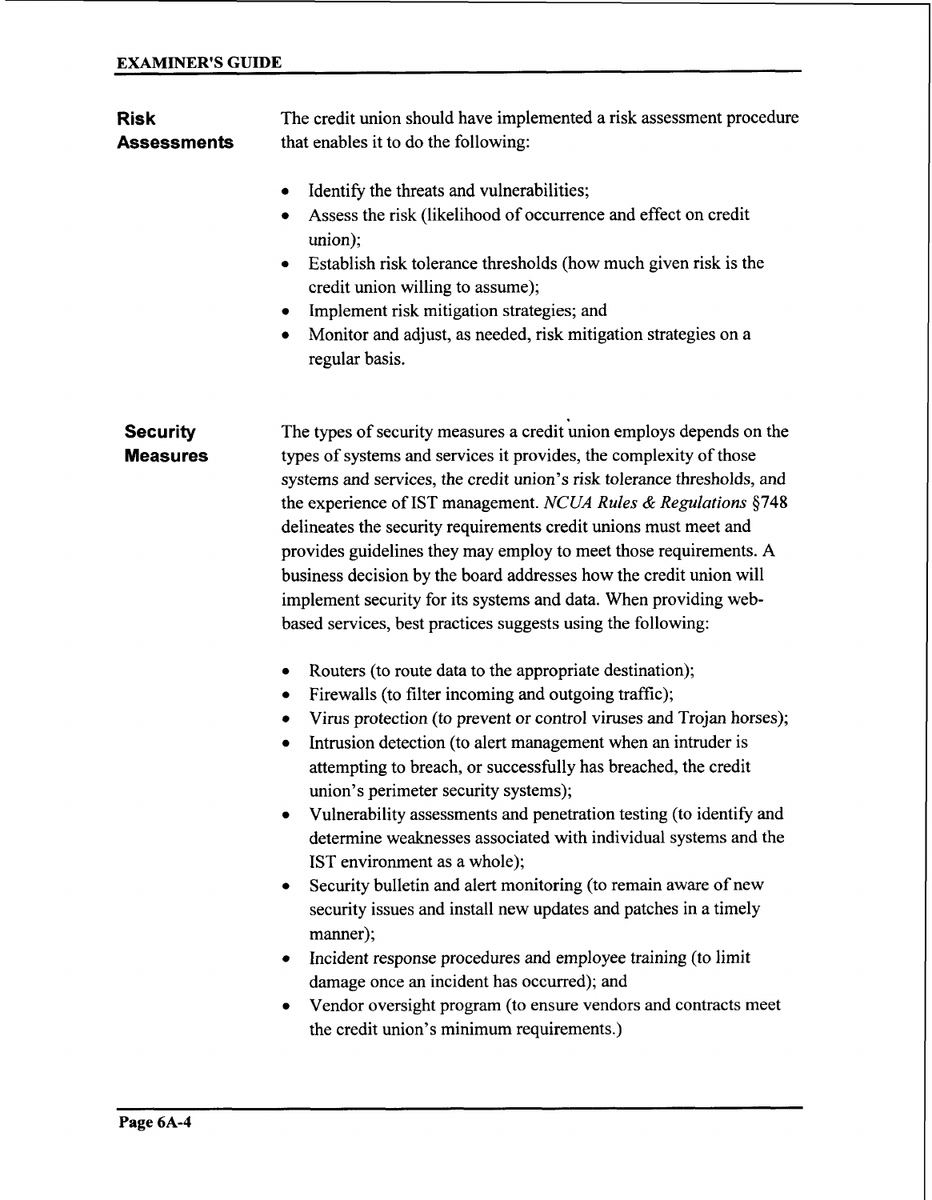## Risk Assessments

The credit union should have implemented a risk assessment procedure that enables it to do the following:

- Identify the threats and vulnerabilities;
- Assess the risk (likelihood of occurrence and effect on credit union);
- Establish risk tolerance thresholds (how much given risk is the credit union willing to assume);
- Implement risk mitigation strategies; and
- Monitor and adjust, as needed, risk mitigation strategies on a regular basis.

## Security Measures

The types of security measures a credit union employs depends on the types of systems and services it provides, the complexity of those systems and services, the credit union's risk tolerance thresholds, and the experience of IST management. *NCUA Rules & Regulations* §748 delineates the security requirements credit unions must meet and provides guidelines they may employ to meet those requirements. A business decision by the board addresses how the credit union will implement security for its systems and data. When providing web-based services, best practices suggests using the following:

- Routers (to route data to the appropriate destination);
- Firewalls (to filter incoming and outgoing traffic);
- Virus protection (to prevent or control viruses and Trojan horses);
- Intrusion detection (to alert management when an intruder is attempting to breach, or successfully has breached, the credit union's perimeter security systems);
- Vulnerability assessments and penetration testing (to identify and determine weaknesses associated with individual systems and the IST environment as a whole);
- Security bulletin and alert monitoring (to remain aware of new security issues and install new updates and patches in a timely manner);
- Incident response procedures and employee training (to limit damage once an incident has occurred); and
- Vendor oversight program (to ensure vendors and contracts meet the credit union's minimum requirements.)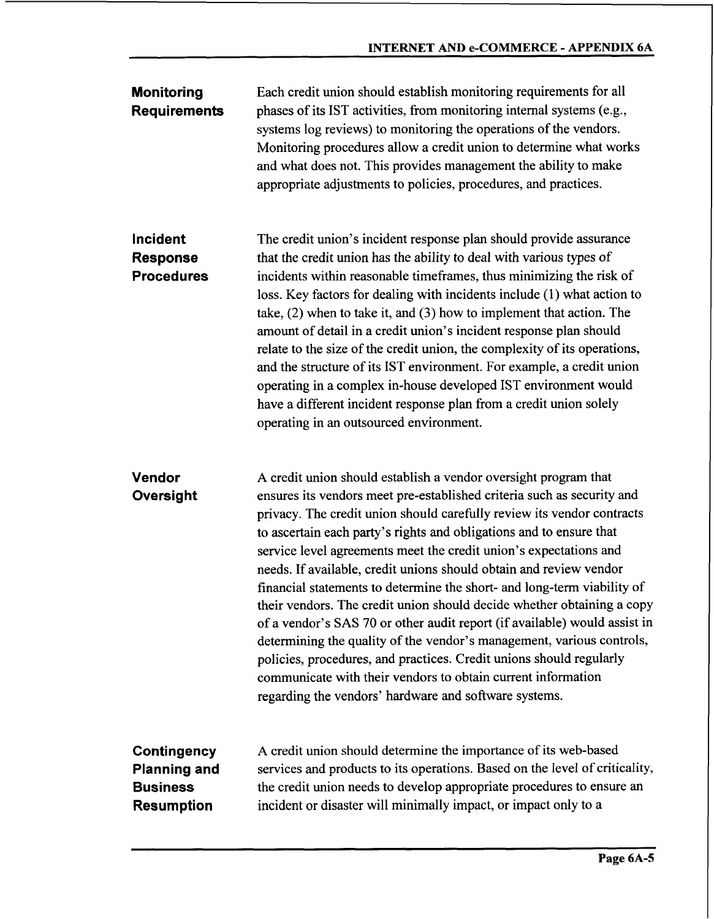### Monitoring Requirements

Each credit union should establish monitoring requirements for all phases of its IST activities, from monitoring internal systems (e.g., systems log reviews) to monitoring the operations of the vendors. Monitoring procedures allow a credit union to determine what works and what does not. This provides management the ability to make appropriate adjustments to policies, procedures, and practices.

### Incident Response Procedures

The credit union's incident response plan should provide assurance that the credit union has the ability to deal with various types of incidents within reasonable timeframes, thus minimizing the risk of loss. Key factors for dealing with incidents include (1) what action to take, (2) when to take it, and (3) how to implement that action. The amount of detail in a credit union's incident response plan should relate to the size of the credit union, the complexity of its operations, and the structure of its IST environment. For example, a credit union operating in a complex in-house developed IST environment would have a different incident response plan from a credit union solely operating in an outsourced environment.

### Vendor Oversight

A credit union should establish a vendor oversight program that ensures its vendors meet pre-established criteria such as security and privacy. The credit union should carefully review its vendor contracts to ascertain each party's rights and obligations and to ensure that service level agreements meet the credit union's expectations and needs. If available, credit unions should obtain and review vendor financial statements to determine the short- and long-term viability of their vendors. The credit union should decide whether obtaining a copy of a vendor's SAS 70 or other audit report (if available) would assist in determining the quality of the vendor's management, various controls, policies, procedures, and practices. Credit unions should regularly communicate with their vendors to obtain current information regarding the vendors' hardware and software systems.

### Contingency Planning and Business Resumption

A credit union should determine the importance of its web-based services and products to its operations. Based on the level of criticality, the credit union needs to develop appropriate procedures to ensure an incident or disaster will minimally impact, or impact only to a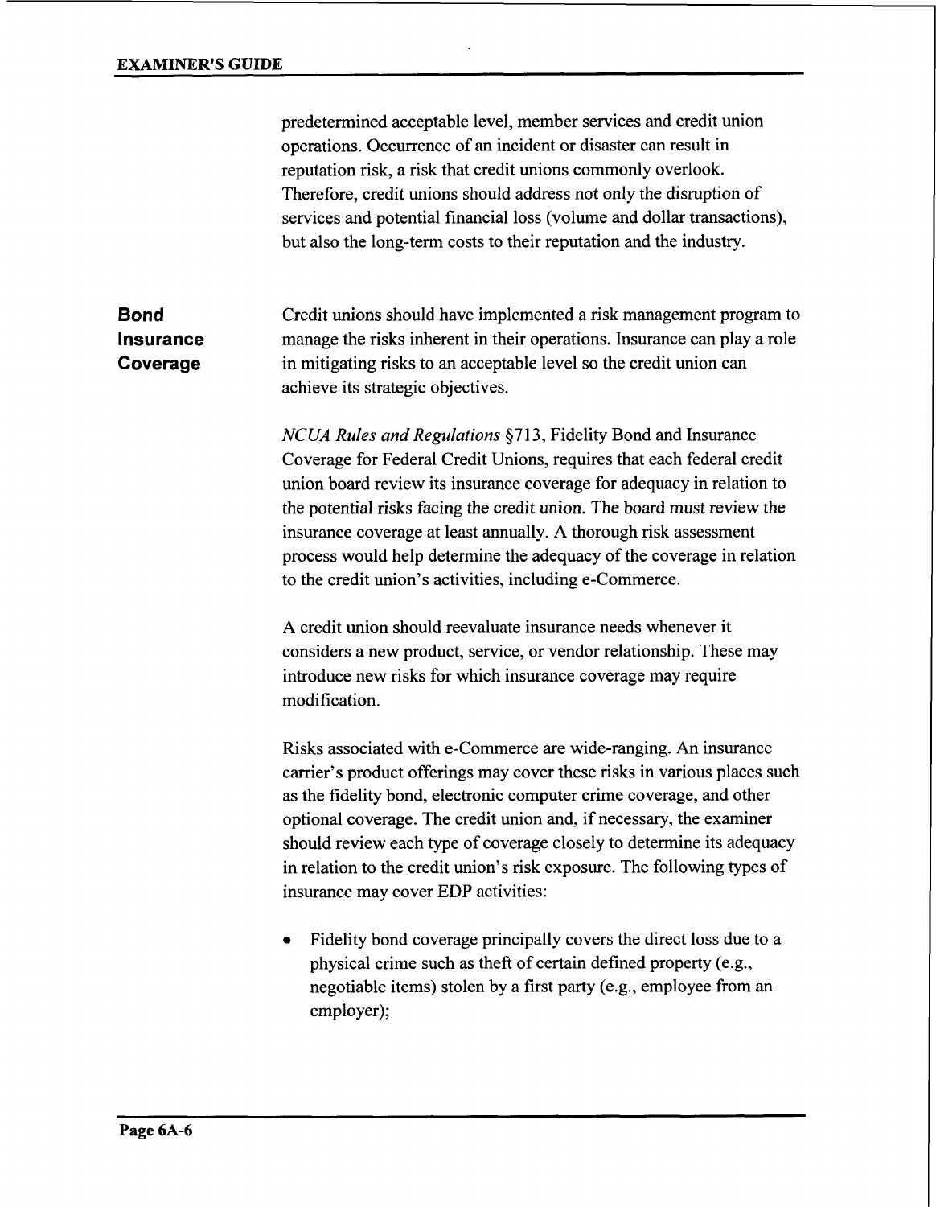predetermined acceptable level, member services and credit union operations. Occurrence of an incident or disaster can result in reputation risk, a risk that credit unions commonly overlook. Therefore, credit unions should address not only the disruption of services and potential financial loss (volume and dollar transactions), but also the long-term costs to their reputation and the industry.

## Bond Insurance Coverage

Credit unions should have implemented a risk management program to manage the risks inherent in their operations. Insurance can play a role in mitigating risks to an acceptable level so the credit union can achieve its strategic objectives.

*NCUA Rules and Regulations* §713, Fidelity Bond and Insurance Coverage for Federal Credit Unions, requires that each federal credit union board review its insurance coverage for adequacy in relation to the potential risks facing the credit union. The board must review the insurance coverage at least annually. A thorough risk assessment process would help determine the adequacy of the coverage in relation to the credit union's activities, including e-Commerce.

A credit union should reevaluate insurance needs whenever it considers a new product, service, or vendor relationship. These may introduce new risks for which insurance coverage may require modification.

Risks associated with e-Commerce are wide-ranging. An insurance carrier's product offerings may cover these risks in various places such as the fidelity bond, electronic computer crime coverage, and other optional coverage. The credit union and, if necessary, the examiner should review each type of coverage closely to determine its adequacy in relation to the credit union's risk exposure. The following types of insurance may cover EDP activities:

- Fidelity bond coverage principally covers the direct loss due to a physical crime such as theft of certain defined property (e.g., negotiable items) stolen by a first party (e.g., employee from an employer);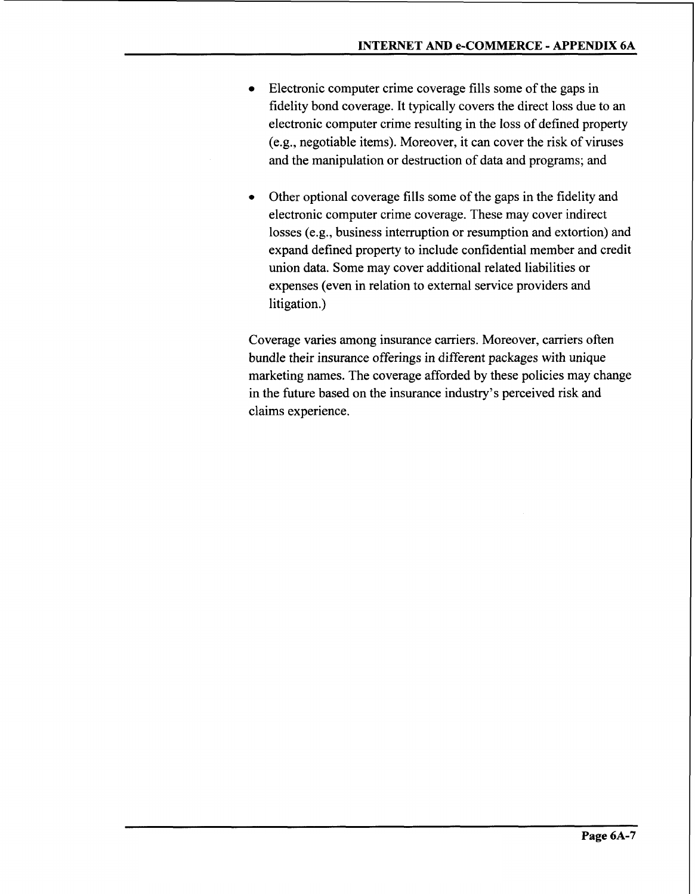- Electronic computer crime coverage fills some of the gaps in fidelity bond coverage. It typically covers the direct loss due to an electronic computer crime resulting in the loss of defined property (e.g., negotiable items). Moreover, it can cover the risk of viruses and the manipulation or destruction of data and programs; and

- Other optional coverage fills some of the gaps in the fidelity and electronic computer crime coverage. These may cover indirect losses (e.g., business interruption or resumption and extortion) and expand defined property to include confidential member and credit union data. Some may cover additional related liabilities or expenses (even in relation to external service providers and litigation.)

Coverage varies among insurance carriers. Moreover, carriers often bundle their insurance offerings in different packages with unique marketing names. The coverage afforded by these policies may change in the future based on the insurance industry's perceived risk and claims experience.